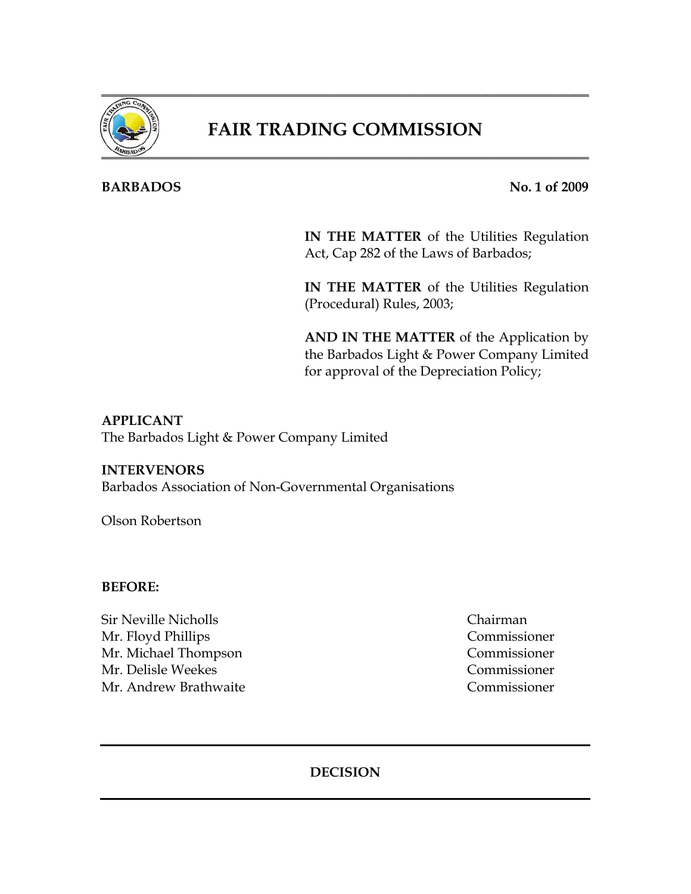# FAIR TRADING COMMISSION

**BARBADOS** **No. 1 of 2009**

**IN THE MATTER** of the Utilities Regulation Act, Cap 282 of the Laws of Barbados;

**IN THE MATTER** of the Utilities Regulation (Procedural) Rules, 2003;

**AND IN THE MATTER** of the Application by the Barbados Light & Power Company Limited for approval of the Depreciation Policy;

**APPLICANT**
The Barbados Light & Power Company Limited

**INTERVENORS**
Barbados Association of Non-Governmental Organisations

Olson Robertson

**BEFORE:**

| | |
|---|---|
| Sir Neville Nicholls | Chairman |
| Mr. Floyd Phillips | Commissioner |
| Mr. Michael Thompson | Commissioner |
| Mr. Delisle Weekes | Commissioner |
| Mr. Andrew Brathwaite | Commissioner |

**DECISION**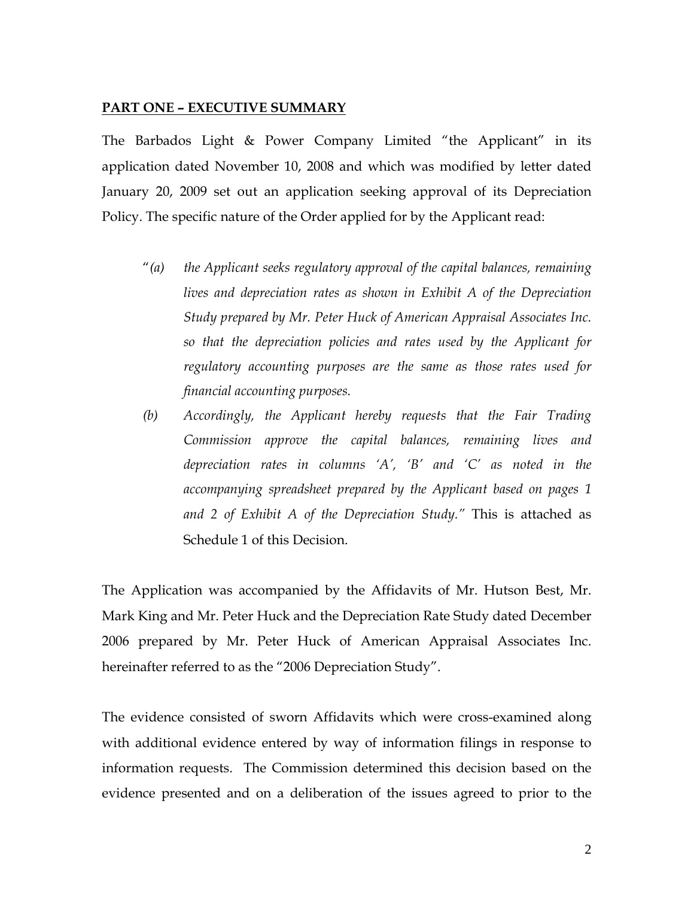## PART ONE – EXECUTIVE SUMMARY

The Barbados Light & Power Company Limited "the Applicant" in its application dated November 10, 2008 and which was modified by letter dated January 20, 2009 set out an application seeking approval of its Depreciation Policy. The specific nature of the Order applied for by the Applicant read:

"*(a) the Applicant seeks regulatory approval of the capital balances, remaining lives and depreciation rates as shown in Exhibit A of the Depreciation Study prepared by Mr. Peter Huck of American Appraisal Associates Inc. so that the depreciation policies and rates used by the Applicant for regulatory accounting purposes are the same as those rates used for financial accounting purposes.*

*(b) Accordingly, the Applicant hereby requests that the Fair Trading Commission approve the capital balances, remaining lives and depreciation rates in columns 'A', 'B' and 'C' as noted in the accompanying spreadsheet prepared by the Applicant based on pages 1 and 2 of Exhibit A of the Depreciation Study."* This is attached as Schedule 1 of this Decision.

The Application was accompanied by the Affidavits of Mr. Hutson Best, Mr. Mark King and Mr. Peter Huck and the Depreciation Rate Study dated December 2006 prepared by Mr. Peter Huck of American Appraisal Associates Inc. hereinafter referred to as the "2006 Depreciation Study".

The evidence consisted of sworn Affidavits which were cross-examined along with additional evidence entered by way of information filings in response to information requests. The Commission determined this decision based on the evidence presented and on a deliberation of the issues agreed to prior to the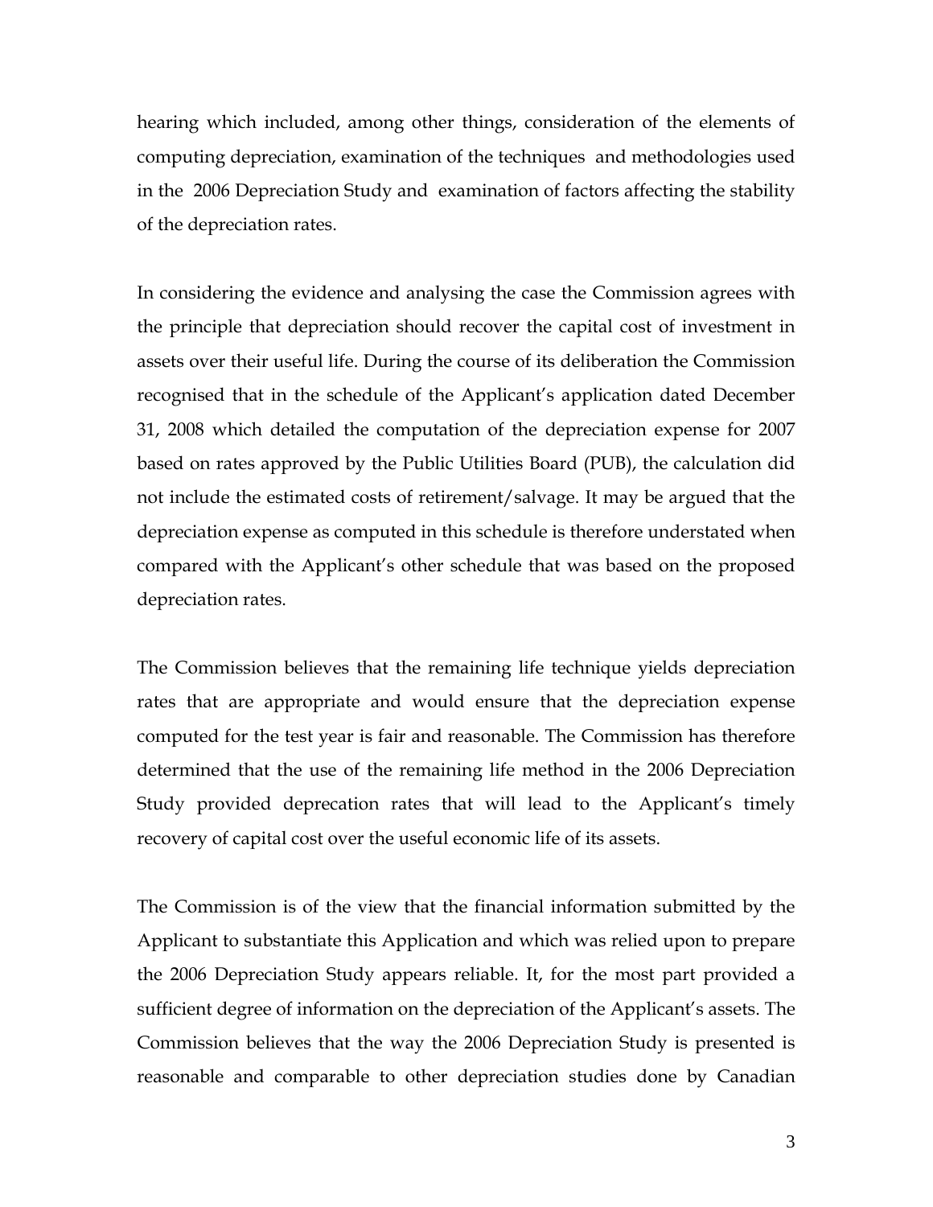hearing which included, among other things, consideration of the elements of computing depreciation, examination of the techniques and methodologies used in the 2006 Depreciation Study and examination of factors affecting the stability of the depreciation rates.

In considering the evidence and analysing the case the Commission agrees with the principle that depreciation should recover the capital cost of investment in assets over their useful life. During the course of its deliberation the Commission recognised that in the schedule of the Applicant's application dated December 31, 2008 which detailed the computation of the depreciation expense for 2007 based on rates approved by the Public Utilities Board (PUB), the calculation did not include the estimated costs of retirement/salvage. It may be argued that the depreciation expense as computed in this schedule is therefore understated when compared with the Applicant's other schedule that was based on the proposed depreciation rates.

The Commission believes that the remaining life technique yields depreciation rates that are appropriate and would ensure that the depreciation expense computed for the test year is fair and reasonable. The Commission has therefore determined that the use of the remaining life method in the 2006 Depreciation Study provided deprecation rates that will lead to the Applicant's timely recovery of capital cost over the useful economic life of its assets.

The Commission is of the view that the financial information submitted by the Applicant to substantiate this Application and which was relied upon to prepare the 2006 Depreciation Study appears reliable. It, for the most part provided a sufficient degree of information on the depreciation of the Applicant's assets. The Commission believes that the way the 2006 Depreciation Study is presented is reasonable and comparable to other depreciation studies done by Canadian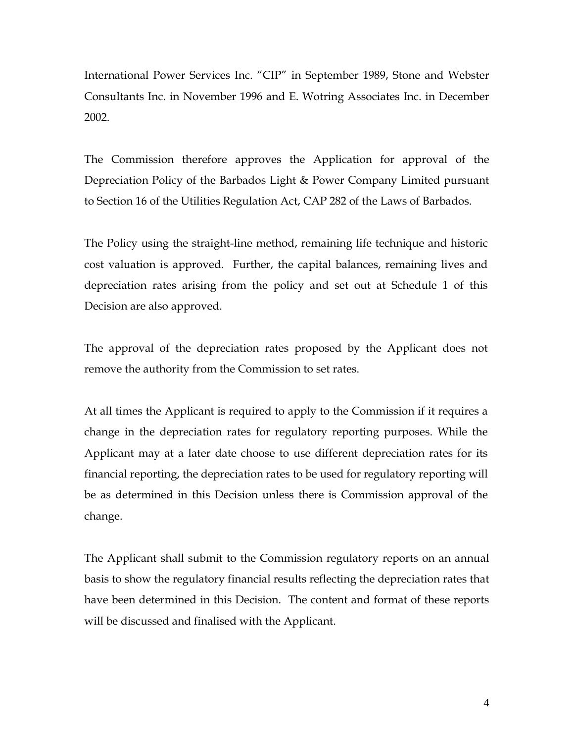International Power Services Inc. "CIP" in September 1989, Stone and Webster Consultants Inc. in November 1996 and E. Wotring Associates Inc. in December 2002.

The Commission therefore approves the Application for approval of the Depreciation Policy of the Barbados Light & Power Company Limited pursuant to Section 16 of the Utilities Regulation Act, CAP 282 of the Laws of Barbados.

The Policy using the straight-line method, remaining life technique and historic cost valuation is approved. Further, the capital balances, remaining lives and depreciation rates arising from the policy and set out at Schedule 1 of this Decision are also approved.

The approval of the depreciation rates proposed by the Applicant does not remove the authority from the Commission to set rates.

At all times the Applicant is required to apply to the Commission if it requires a change in the depreciation rates for regulatory reporting purposes. While the Applicant may at a later date choose to use different depreciation rates for its financial reporting, the depreciation rates to be used for regulatory reporting will be as determined in this Decision unless there is Commission approval of the change.

The Applicant shall submit to the Commission regulatory reports on an annual basis to show the regulatory financial results reflecting the depreciation rates that have been determined in this Decision. The content and format of these reports will be discussed and finalised with the Applicant.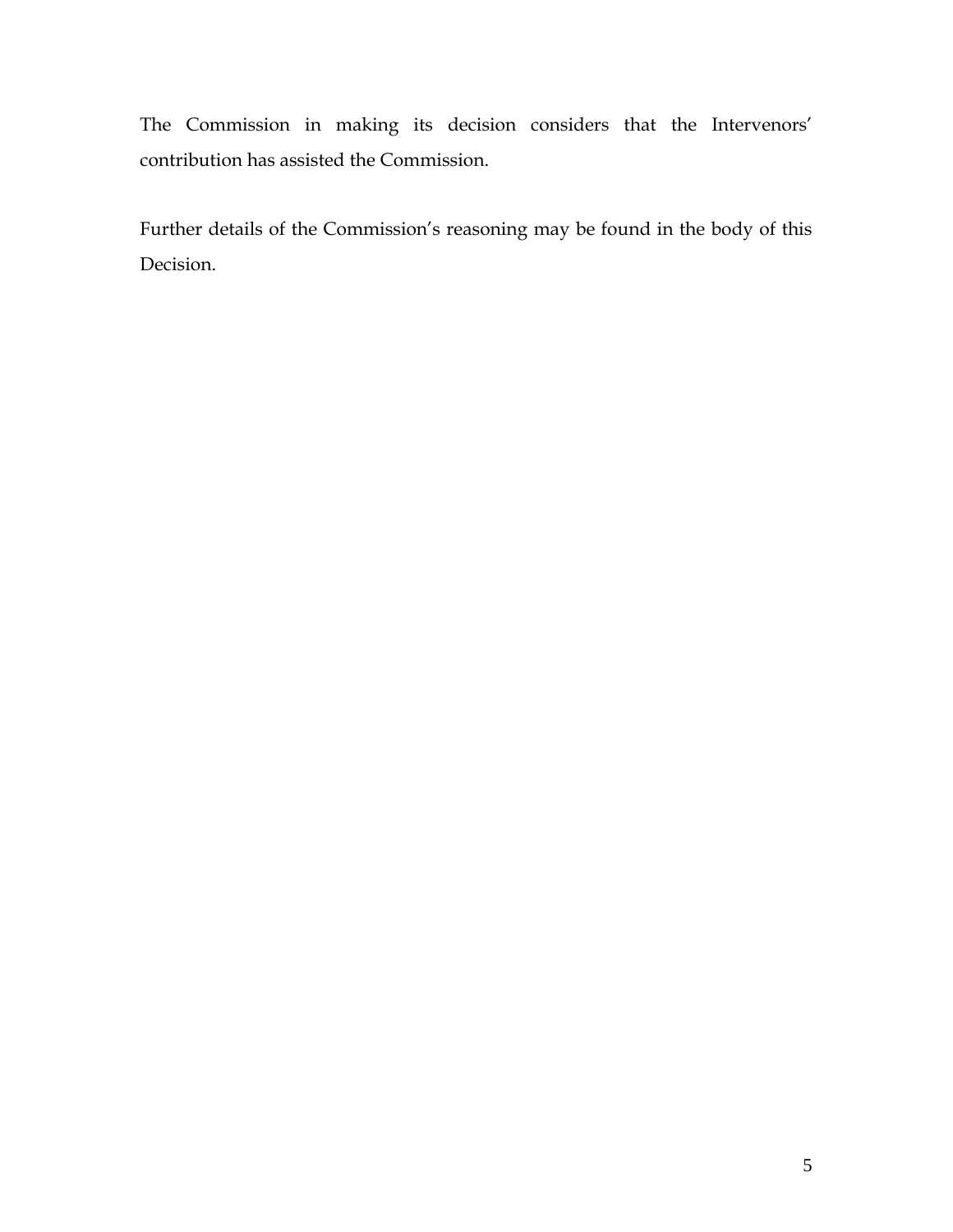The Commission in making its decision considers that the Intervenors' contribution has assisted the Commission.

Further details of the Commission's reasoning may be found in the body of this Decision.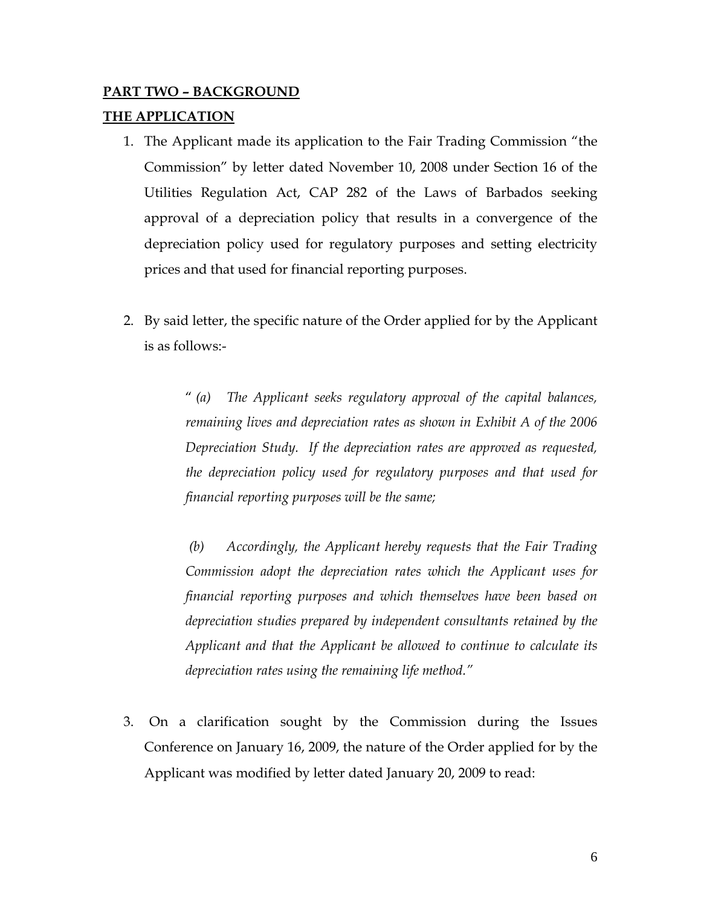## **PART TWO – BACKGROUND**

## **THE APPLICATION**

1. The Applicant made its application to the Fair Trading Commission "the Commission" by letter dated November 10, 2008 under Section 16 of the Utilities Regulation Act, CAP 282 of the Laws of Barbados seeking approval of a depreciation policy that results in a convergence of the depreciation policy used for regulatory purposes and setting electricity prices and that used for financial reporting purposes.

2. By said letter, the specific nature of the Order applied for by the Applicant is as follows:-

   " *(a) The Applicant seeks regulatory approval of the capital balances, remaining lives and depreciation rates as shown in Exhibit A of the 2006 Depreciation Study. If the depreciation rates are approved as requested, the depreciation policy used for regulatory purposes and that used for financial reporting purposes will be the same;*

   *(b) Accordingly, the Applicant hereby requests that the Fair Trading Commission adopt the depreciation rates which the Applicant uses for financial reporting purposes and which themselves have been based on depreciation studies prepared by independent consultants retained by the Applicant and that the Applicant be allowed to continue to calculate its depreciation rates using the remaining life method."*

3. On a clarification sought by the Commission during the Issues Conference on January 16, 2009, the nature of the Order applied for by the Applicant was modified by letter dated January 20, 2009 to read: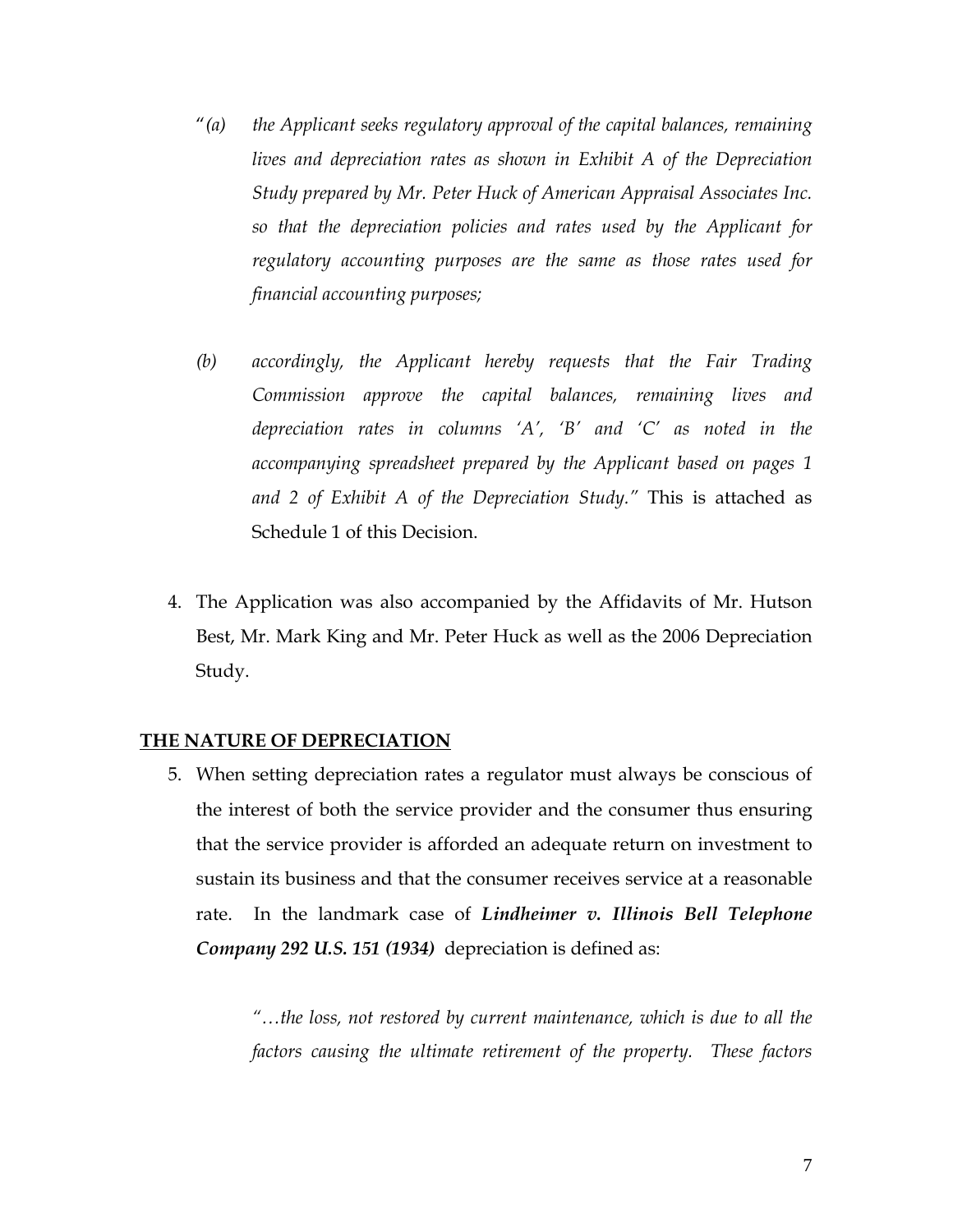"*(a)* *the Applicant seeks regulatory approval of the capital balances, remaining lives and depreciation rates as shown in Exhibit A of the Depreciation Study prepared by Mr. Peter Huck of American Appraisal Associates Inc. so that the depreciation policies and rates used by the Applicant for regulatory accounting purposes are the same as those rates used for financial accounting purposes;*

*(b)* *accordingly, the Applicant hereby requests that the Fair Trading Commission approve the capital balances, remaining lives and depreciation rates in columns 'A', 'B' and 'C' as noted in the accompanying spreadsheet prepared by the Applicant based on pages 1 and 2 of Exhibit A of the Depreciation Study."* This is attached as Schedule 1 of this Decision.

4. The Application was also accompanied by the Affidavits of Mr. Hutson Best, Mr. Mark King and Mr. Peter Huck as well as the 2006 Depreciation Study.

**THE NATURE OF DEPRECIATION**

5. When setting depreciation rates a regulator must always be conscious of the interest of both the service provider and the consumer thus ensuring that the service provider is afforded an adequate return on investment to sustain its business and that the consumer receives service at a reasonable rate. In the landmark case of ***Lindheimer v. Illinois Bell Telephone Company 292 U.S. 151 (1934)*** depreciation is defined as:

   *"…the loss, not restored by current maintenance, which is due to all the factors causing the ultimate retirement of the property. These factors*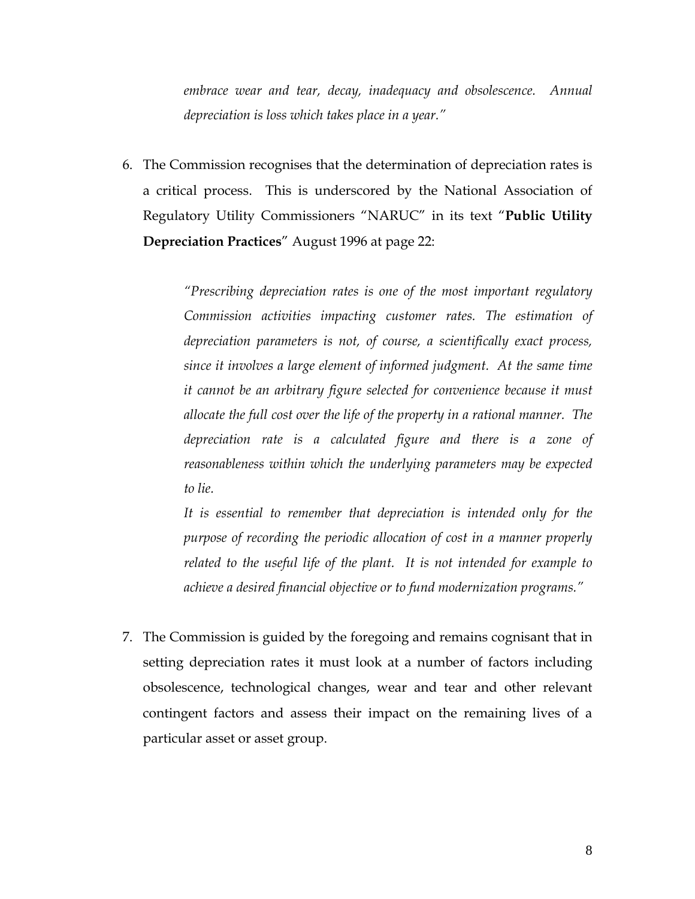*embrace wear and tear, decay, inadequacy and obsolescence. Annual depreciation is loss which takes place in a year."*

6. The Commission recognises that the determination of depreciation rates is a critical process. This is underscored by the National Association of Regulatory Utility Commissioners "NARUC" in its text "**Public Utility Depreciation Practices**" August 1996 at page 22:

> *"Prescribing depreciation rates is one of the most important regulatory Commission activities impacting customer rates. The estimation of depreciation parameters is not, of course, a scientifically exact process, since it involves a large element of informed judgment. At the same time it cannot be an arbitrary figure selected for convenience because it must allocate the full cost over the life of the property in a rational manner. The depreciation rate is a calculated figure and there is a zone of reasonableness within which the underlying parameters may be expected to lie.*
>
> *It is essential to remember that depreciation is intended only for the purpose of recording the periodic allocation of cost in a manner properly related to the useful life of the plant. It is not intended for example to achieve a desired financial objective or to fund modernization programs."*

7. The Commission is guided by the foregoing and remains cognisant that in setting depreciation rates it must look at a number of factors including obsolescence, technological changes, wear and tear and other relevant contingent factors and assess their impact on the remaining lives of a particular asset or asset group.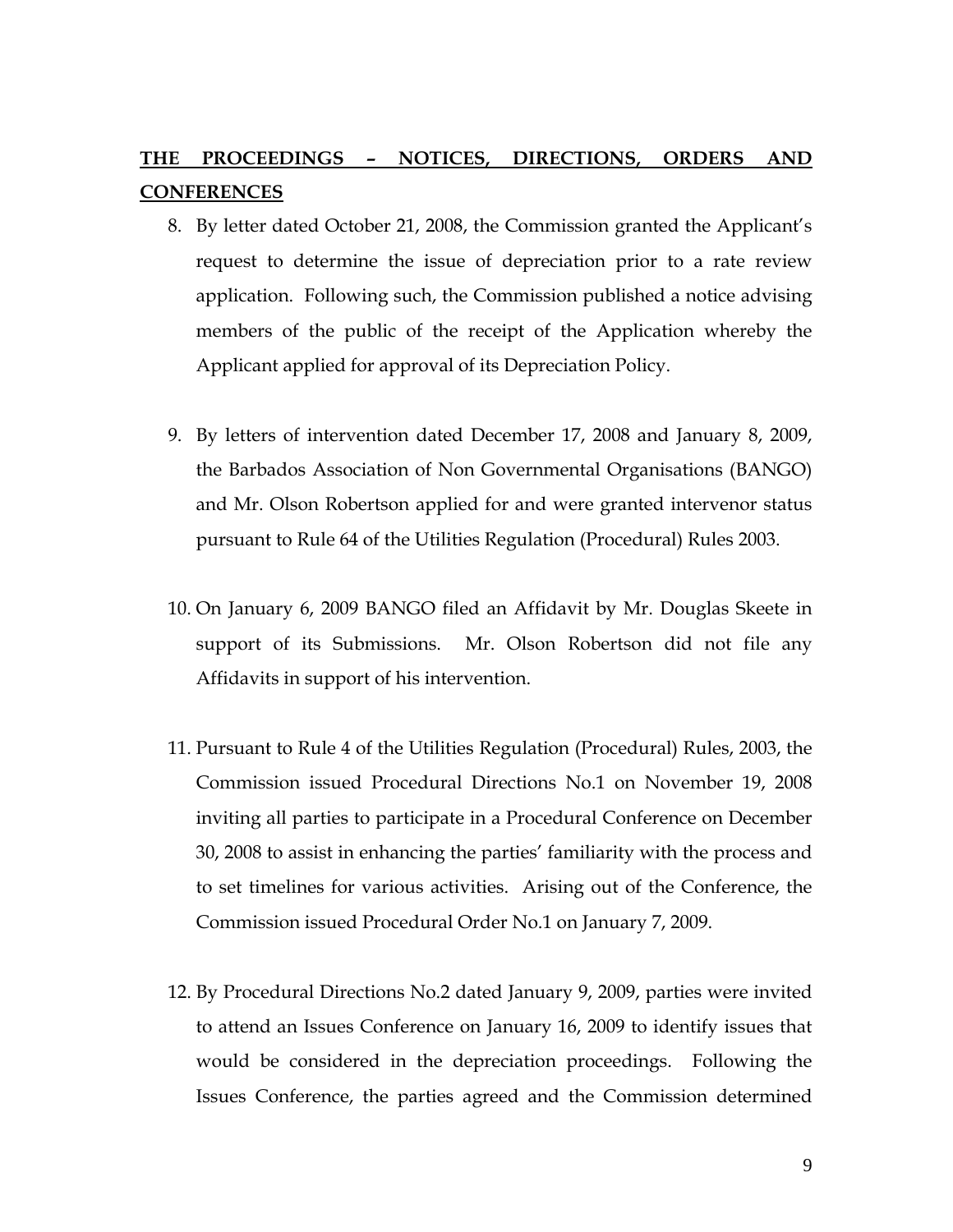## THE PROCEEDINGS – NOTICES, DIRECTIONS, ORDERS AND CONFERENCES

8. By letter dated October 21, 2008, the Commission granted the Applicant's request to determine the issue of depreciation prior to a rate review application. Following such, the Commission published a notice advising members of the public of the receipt of the Application whereby the Applicant applied for approval of its Depreciation Policy.

9. By letters of intervention dated December 17, 2008 and January 8, 2009, the Barbados Association of Non Governmental Organisations (BANGO) and Mr. Olson Robertson applied for and were granted intervenor status pursuant to Rule 64 of the Utilities Regulation (Procedural) Rules 2003.

10. On January 6, 2009 BANGO filed an Affidavit by Mr. Douglas Skeete in support of its Submissions. Mr. Olson Robertson did not file any Affidavits in support of his intervention.

11. Pursuant to Rule 4 of the Utilities Regulation (Procedural) Rules, 2003, the Commission issued Procedural Directions No.1 on November 19, 2008 inviting all parties to participate in a Procedural Conference on December 30, 2008 to assist in enhancing the parties' familiarity with the process and to set timelines for various activities. Arising out of the Conference, the Commission issued Procedural Order No.1 on January 7, 2009.

12. By Procedural Directions No.2 dated January 9, 2009, parties were invited to attend an Issues Conference on January 16, 2009 to identify issues that would be considered in the depreciation proceedings. Following the Issues Conference, the parties agreed and the Commission determined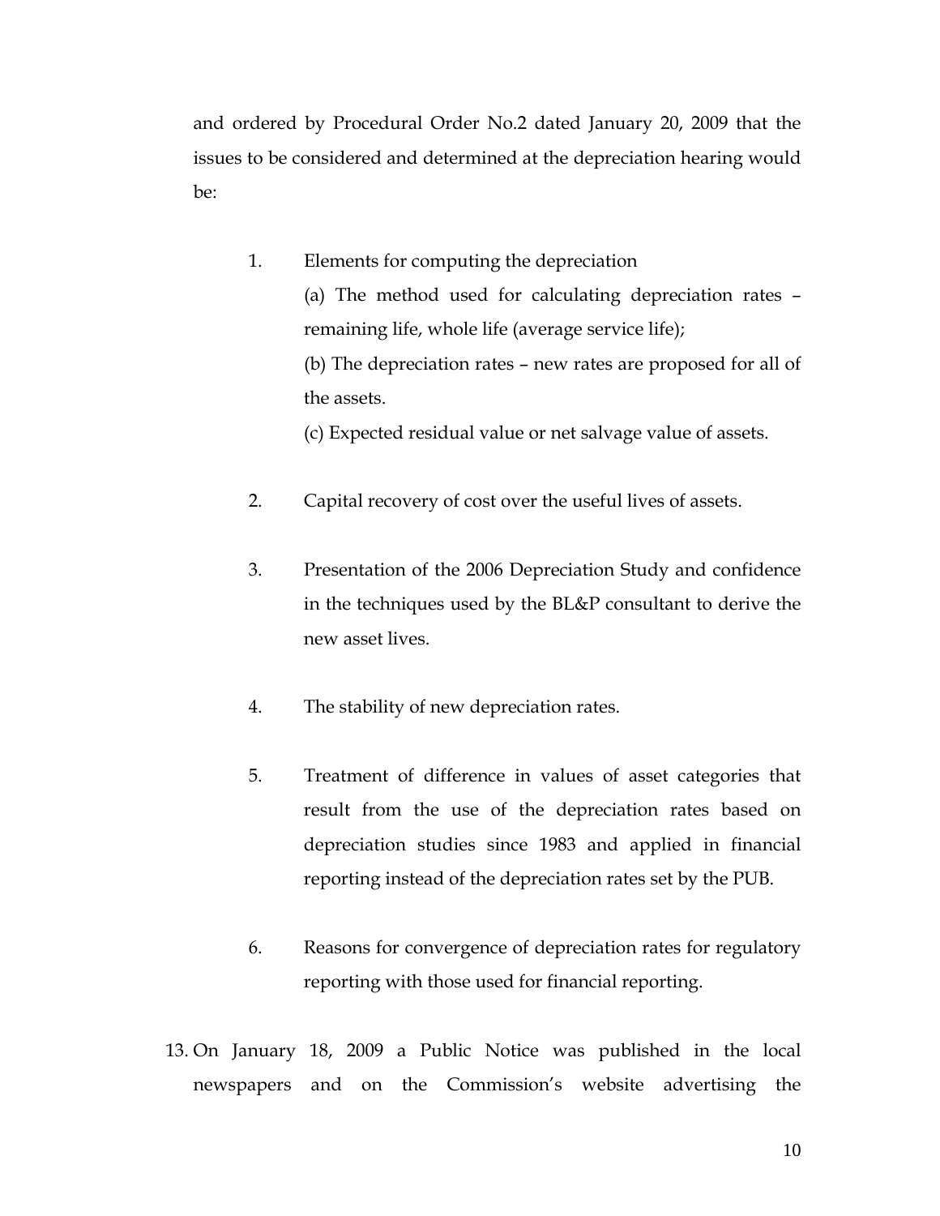and ordered by Procedural Order No.2 dated January 20, 2009 that the issues to be considered and determined at the depreciation hearing would be:

1. Elements for computing the depreciation

   (a) The method used for calculating depreciation rates – remaining life, whole life (average service life);

   (b) The depreciation rates – new rates are proposed for all of the assets.

   (c) Expected residual value or net salvage value of assets.

2. Capital recovery of cost over the useful lives of assets.

3. Presentation of the 2006 Depreciation Study and confidence in the techniques used by the BL&P consultant to derive the new asset lives.

4. The stability of new depreciation rates.

5. Treatment of difference in values of asset categories that result from the use of the depreciation rates based on depreciation studies since 1983 and applied in financial reporting instead of the depreciation rates set by the PUB.

6. Reasons for convergence of depreciation rates for regulatory reporting with those used for financial reporting.

13. On January 18, 2009 a Public Notice was published in the local newspapers and on the Commission's website advertising the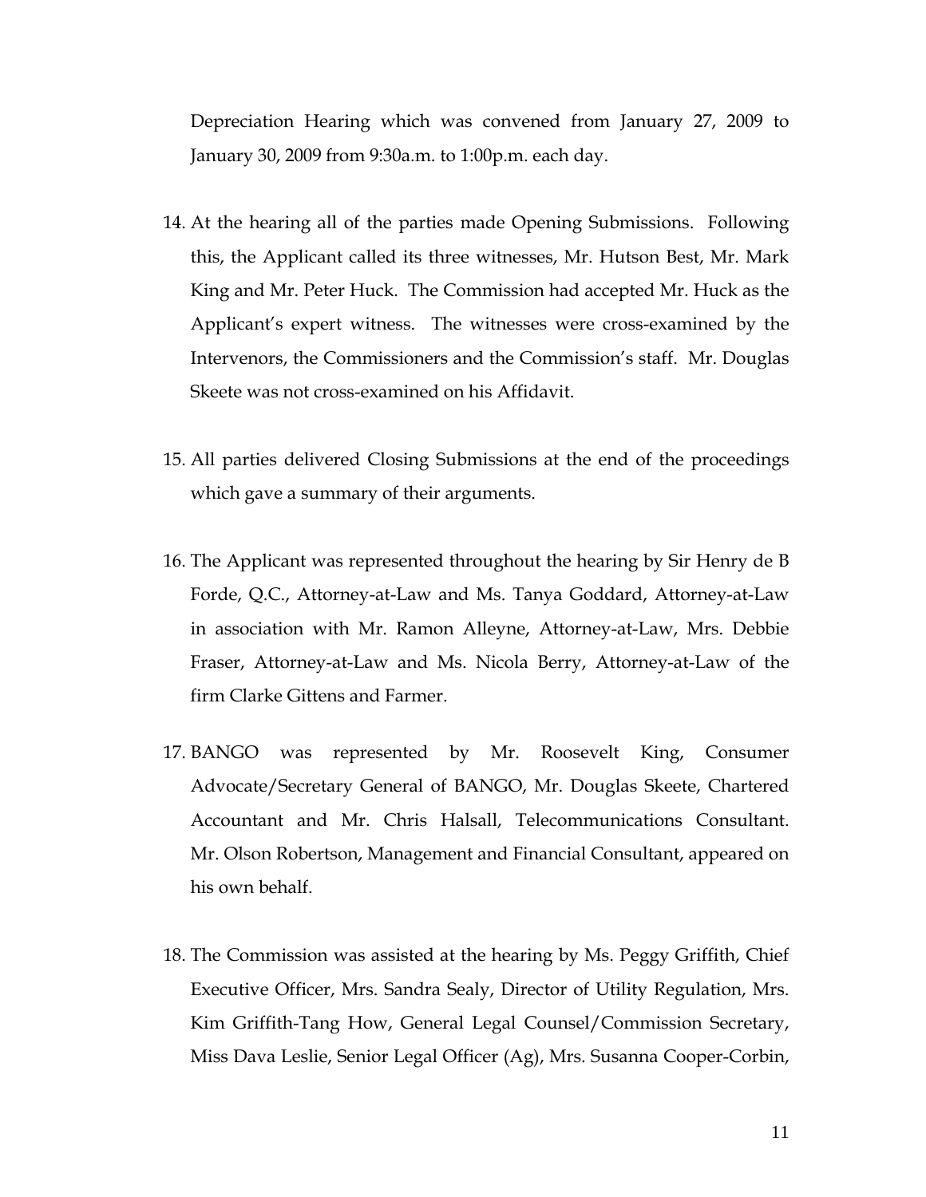Depreciation Hearing which was convened from January 27, 2009 to January 30, 2009 from 9:30a.m. to 1:00p.m. each day.

14. At the hearing all of the parties made Opening Submissions. Following this, the Applicant called its three witnesses, Mr. Hutson Best, Mr. Mark King and Mr. Peter Huck. The Commission had accepted Mr. Huck as the Applicant's expert witness. The witnesses were cross-examined by the Intervenors, the Commissioners and the Commission's staff. Mr. Douglas Skeete was not cross-examined on his Affidavit.

15. All parties delivered Closing Submissions at the end of the proceedings which gave a summary of their arguments.

16. The Applicant was represented throughout the hearing by Sir Henry de B Forde, Q.C., Attorney-at-Law and Ms. Tanya Goddard, Attorney-at-Law in association with Mr. Ramon Alleyne, Attorney-at-Law, Mrs. Debbie Fraser, Attorney-at-Law and Ms. Nicola Berry, Attorney-at-Law of the firm Clarke Gittens and Farmer.

17. BANGO was represented by Mr. Roosevelt King, Consumer Advocate/Secretary General of BANGO, Mr. Douglas Skeete, Chartered Accountant and Mr. Chris Halsall, Telecommunications Consultant. Mr. Olson Robertson, Management and Financial Consultant, appeared on his own behalf.

18. The Commission was assisted at the hearing by Ms. Peggy Griffith, Chief Executive Officer, Mrs. Sandra Sealy, Director of Utility Regulation, Mrs. Kim Griffith-Tang How, General Legal Counsel/Commission Secretary, Miss Dava Leslie, Senior Legal Officer (Ag), Mrs. Susanna Cooper-Corbin,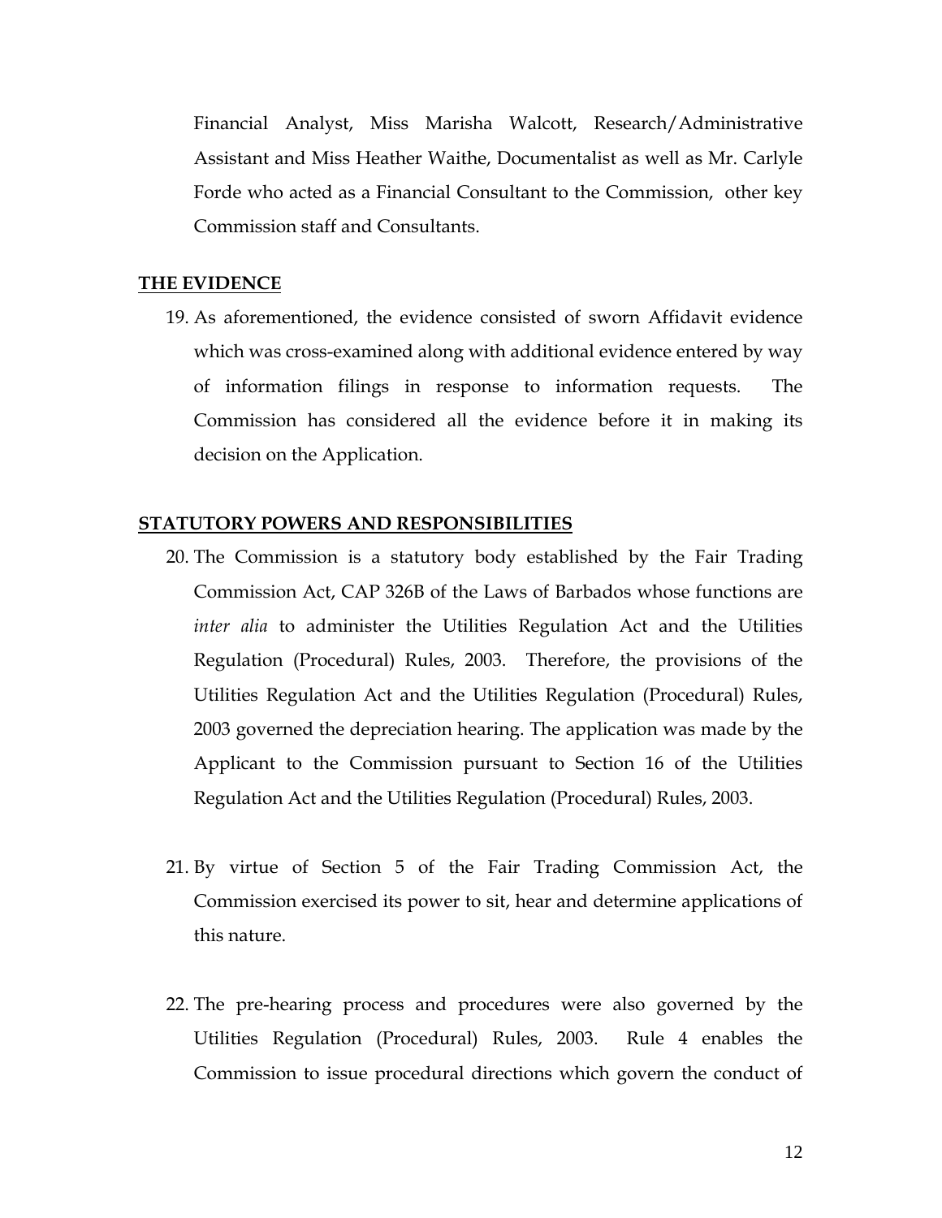Financial Analyst, Miss Marisha Walcott, Research/Administrative Assistant and Miss Heather Waithe, Documentalist as well as Mr. Carlyle Forde who acted as a Financial Consultant to the Commission, other key Commission staff and Consultants.

**THE EVIDENCE**

19. As aforementioned, the evidence consisted of sworn Affidavit evidence which was cross-examined along with additional evidence entered by way of information filings in response to information requests. The Commission has considered all the evidence before it in making its decision on the Application.

**STATUTORY POWERS AND RESPONSIBILITIES**

20. The Commission is a statutory body established by the Fair Trading Commission Act, CAP 326B of the Laws of Barbados whose functions are *inter alia* to administer the Utilities Regulation Act and the Utilities Regulation (Procedural) Rules, 2003. Therefore, the provisions of the Utilities Regulation Act and the Utilities Regulation (Procedural) Rules, 2003 governed the depreciation hearing. The application was made by the Applicant to the Commission pursuant to Section 16 of the Utilities Regulation Act and the Utilities Regulation (Procedural) Rules, 2003.

21. By virtue of Section 5 of the Fair Trading Commission Act, the Commission exercised its power to sit, hear and determine applications of this nature.

22. The pre-hearing process and procedures were also governed by the Utilities Regulation (Procedural) Rules, 2003. Rule 4 enables the Commission to issue procedural directions which govern the conduct of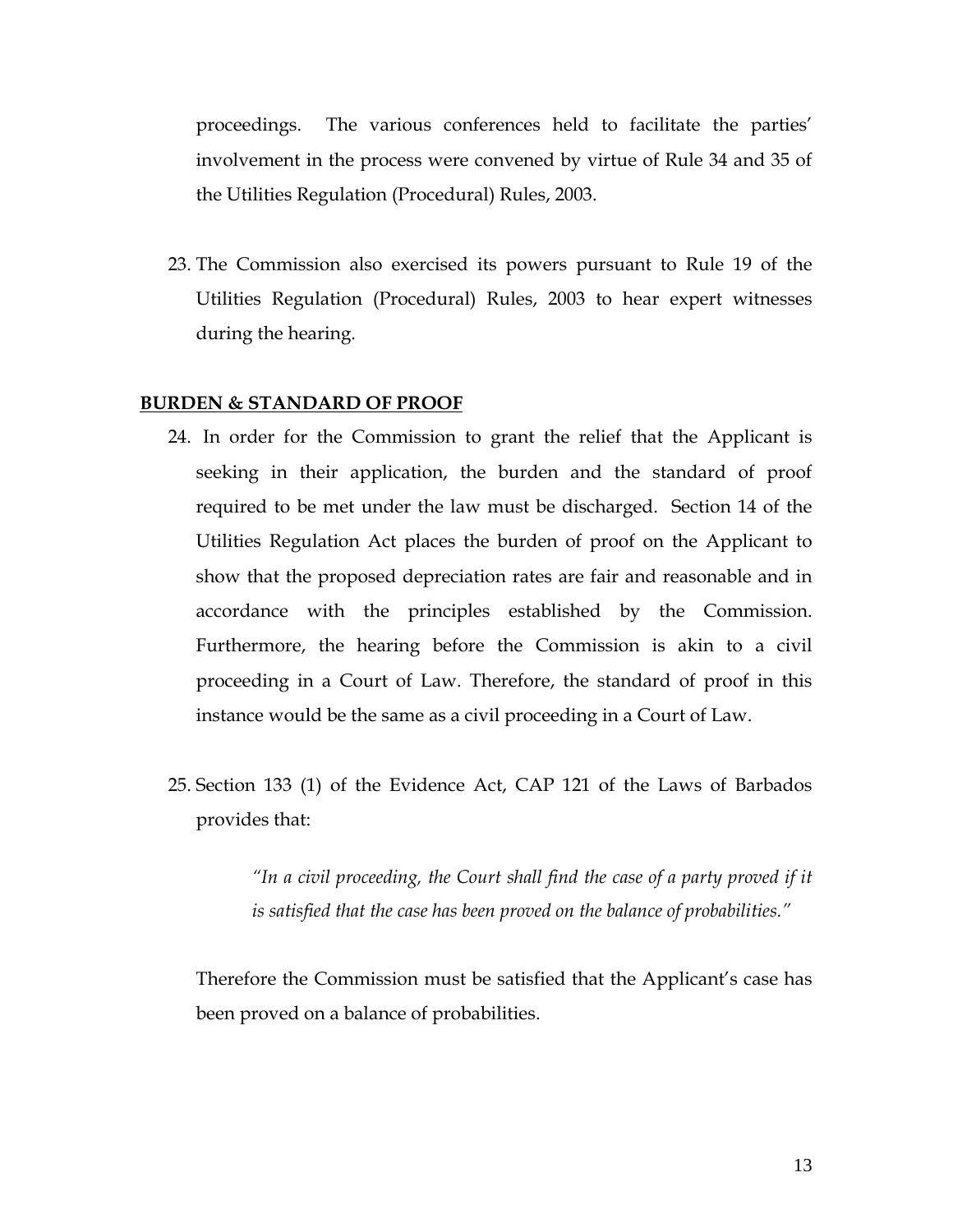proceedings. The various conferences held to facilitate the parties' involvement in the process were convened by virtue of Rule 34 and 35 of the Utilities Regulation (Procedural) Rules, 2003.

23. The Commission also exercised its powers pursuant to Rule 19 of the Utilities Regulation (Procedural) Rules, 2003 to hear expert witnesses during the hearing.

**BURDEN & STANDARD OF PROOF**

24. In order for the Commission to grant the relief that the Applicant is seeking in their application, the burden and the standard of proof required to be met under the law must be discharged. Section 14 of the Utilities Regulation Act places the burden of proof on the Applicant to show that the proposed depreciation rates are fair and reasonable and in accordance with the principles established by the Commission. Furthermore, the hearing before the Commission is akin to a civil proceeding in a Court of Law. Therefore, the standard of proof in this instance would be the same as a civil proceeding in a Court of Law.

25. Section 133 (1) of the Evidence Act, CAP 121 of the Laws of Barbados provides that:

    > *"In a civil proceeding, the Court shall find the case of a party proved if it is satisfied that the case has been proved on the balance of probabilities."*

    Therefore the Commission must be satisfied that the Applicant's case has been proved on a balance of probabilities.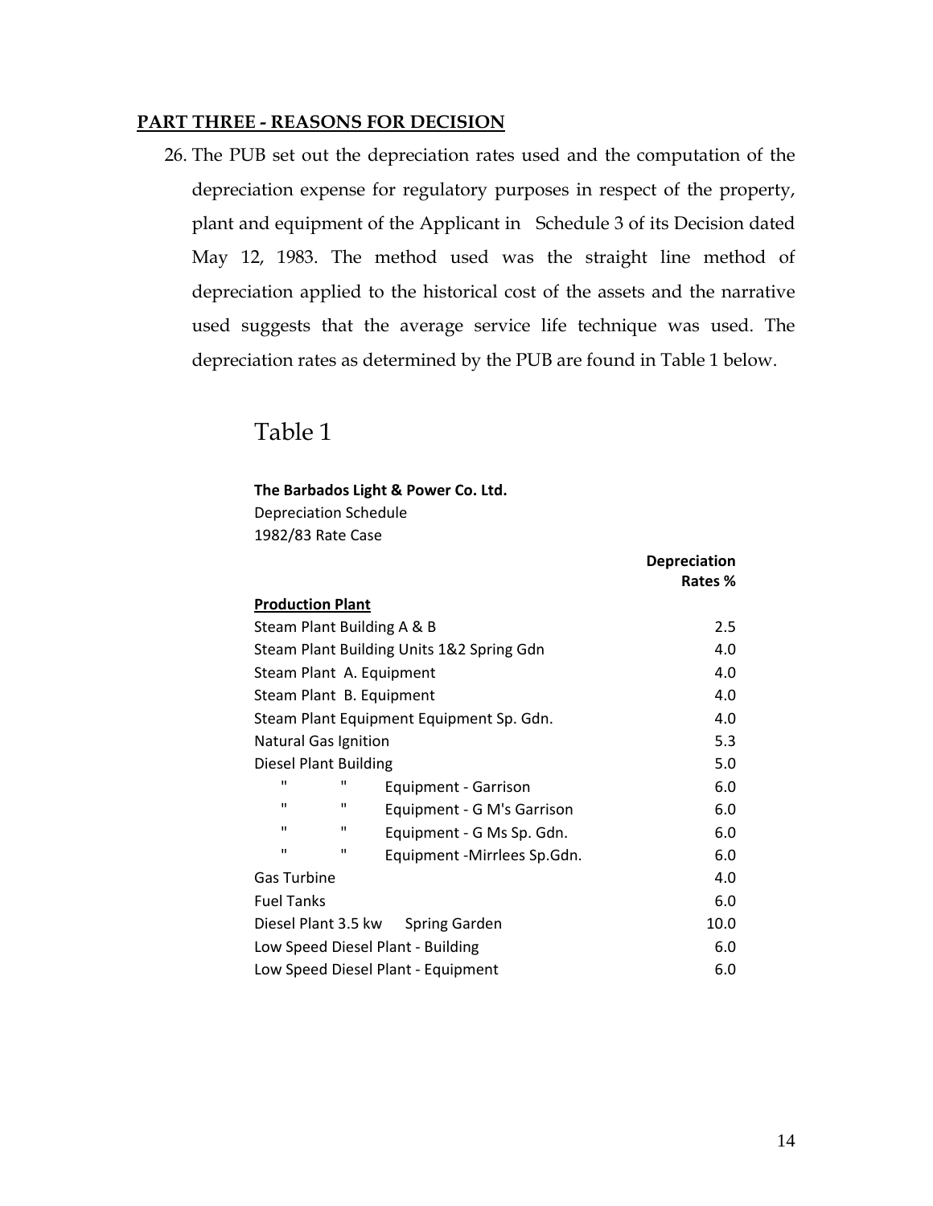## PART THREE - REASONS FOR DECISION

26. The PUB set out the depreciation rates used and the computation of the depreciation expense for regulatory purposes in respect of the property, plant and equipment of the Applicant in Schedule 3 of its Decision dated May 12, 1983. The method used was the straight line method of depreciation applied to the historical cost of the assets and the narrative used suggests that the average service life technique was used. The depreciation rates as determined by the PUB are found in Table 1 below.

### Table 1

**The Barbados Light & Power Co. Ltd.**
Depreciation Schedule
1982/83 Rate Case

| | **Depreciation Rates %** |
|---|---|
| **Production Plant** | |
| Steam Plant Building A & B | 2.5 |
| Steam Plant Building Units 1&2 Spring Gdn | 4.0 |
| Steam Plant A. Equipment | 4.0 |
| Steam Plant B. Equipment | 4.0 |
| Steam Plant Equipment Equipment Sp. Gdn. | 4.0 |
| Natural Gas Ignition | 5.3 |
| Diesel Plant Building | 5.0 |
| " " Equipment - Garrison | 6.0 |
| " " Equipment - G M's Garrison | 6.0 |
| " " Equipment - G Ms Sp. Gdn. | 6.0 |
| " " Equipment -Mirrlees Sp.Gdn. | 6.0 |
| Gas Turbine | 4.0 |
| Fuel Tanks | 6.0 |
| Diesel Plant 3.5 kw Spring Garden | 10.0 |
| Low Speed Diesel Plant - Building | 6.0 |
| Low Speed Diesel Plant - Equipment | 6.0 |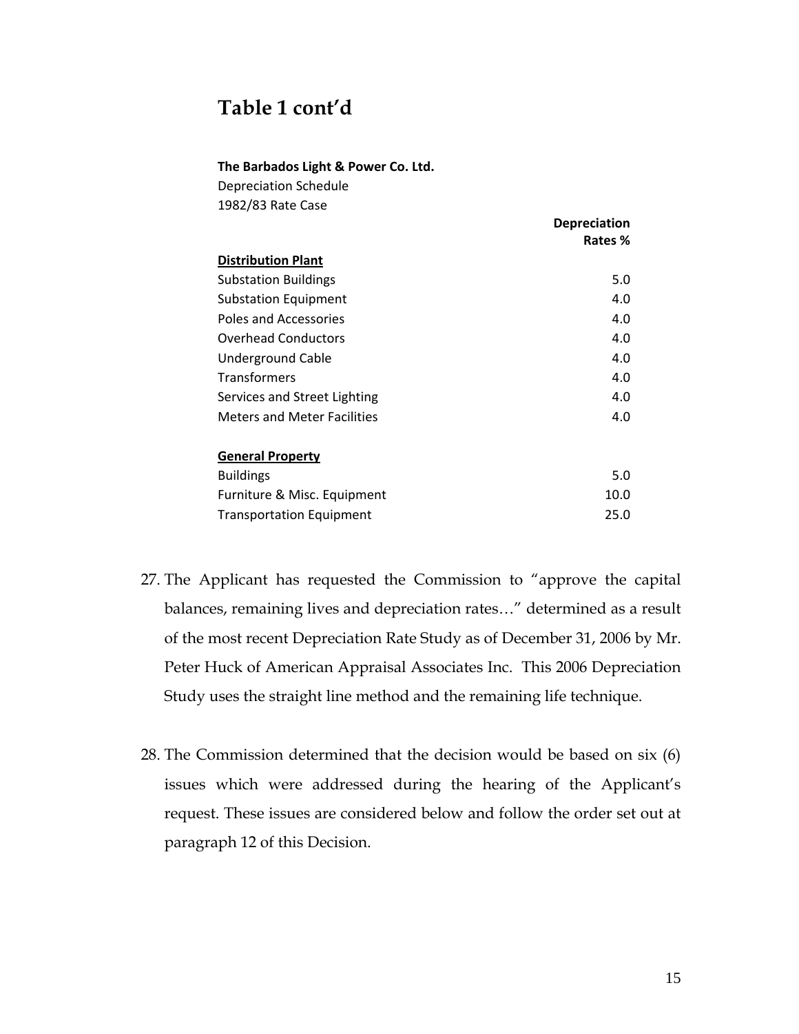## Table 1 cont'd

| **The Barbados Light & Power Co. Ltd.**<br>Depreciation Schedule<br>1982/83 Rate Case | **Depreciation Rates %** |
|---|---|
| **Distribution Plant** | |
| Substation Buildings | 5.0 |
| Substation Equipment | 4.0 |
| Poles and Accessories | 4.0 |
| Overhead Conductors | 4.0 |
| Underground Cable | 4.0 |
| Transformers | 4.0 |
| Services and Street Lighting | 4.0 |
| Meters and Meter Facilities | 4.0 |
| | |
| **General Property** | |
| Buildings | 5.0 |
| Furniture & Misc. Equipment | 10.0 |
| Transportation Equipment | 25.0 |

27. The Applicant has requested the Commission to "approve the capital balances, remaining lives and depreciation rates…" determined as a result of the most recent Depreciation Rate Study as of December 31, 2006 by Mr. Peter Huck of American Appraisal Associates Inc. This 2006 Depreciation Study uses the straight line method and the remaining life technique.

28. The Commission determined that the decision would be based on six (6) issues which were addressed during the hearing of the Applicant's request. These issues are considered below and follow the order set out at paragraph 12 of this Decision.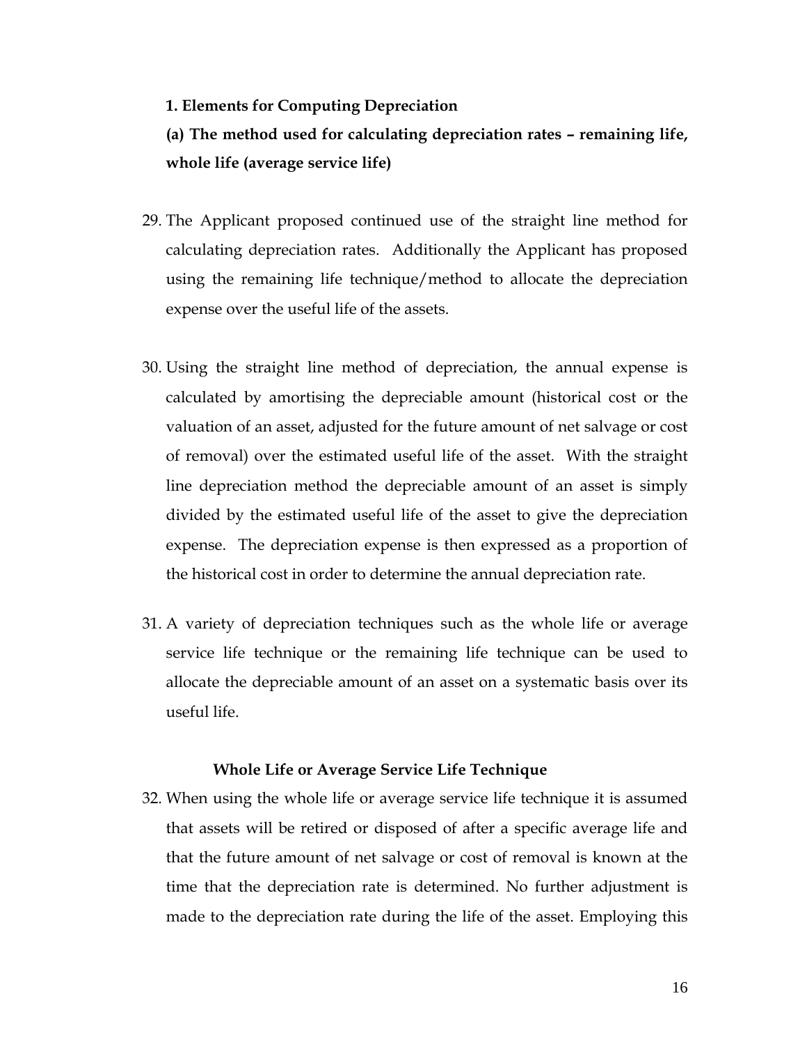**1. Elements for Computing Depreciation**

**(a) The method used for calculating depreciation rates – remaining life, whole life (average service life)**

29. The Applicant proposed continued use of the straight line method for calculating depreciation rates. Additionally the Applicant has proposed using the remaining life technique/method to allocate the depreciation expense over the useful life of the assets.

30. Using the straight line method of depreciation, the annual expense is calculated by amortising the depreciable amount (historical cost or the valuation of an asset, adjusted for the future amount of net salvage or cost of removal) over the estimated useful life of the asset. With the straight line depreciation method the depreciable amount of an asset is simply divided by the estimated useful life of the asset to give the depreciation expense. The depreciation expense is then expressed as a proportion of the historical cost in order to determine the annual depreciation rate.

31. A variety of depreciation techniques such as the whole life or average service life technique or the remaining life technique can be used to allocate the depreciable amount of an asset on a systematic basis over its useful life.

**Whole Life or Average Service Life Technique**

32. When using the whole life or average service life technique it is assumed that assets will be retired or disposed of after a specific average life and that the future amount of net salvage or cost of removal is known at the time that the depreciation rate is determined. No further adjustment is made to the depreciation rate during the life of the asset. Employing this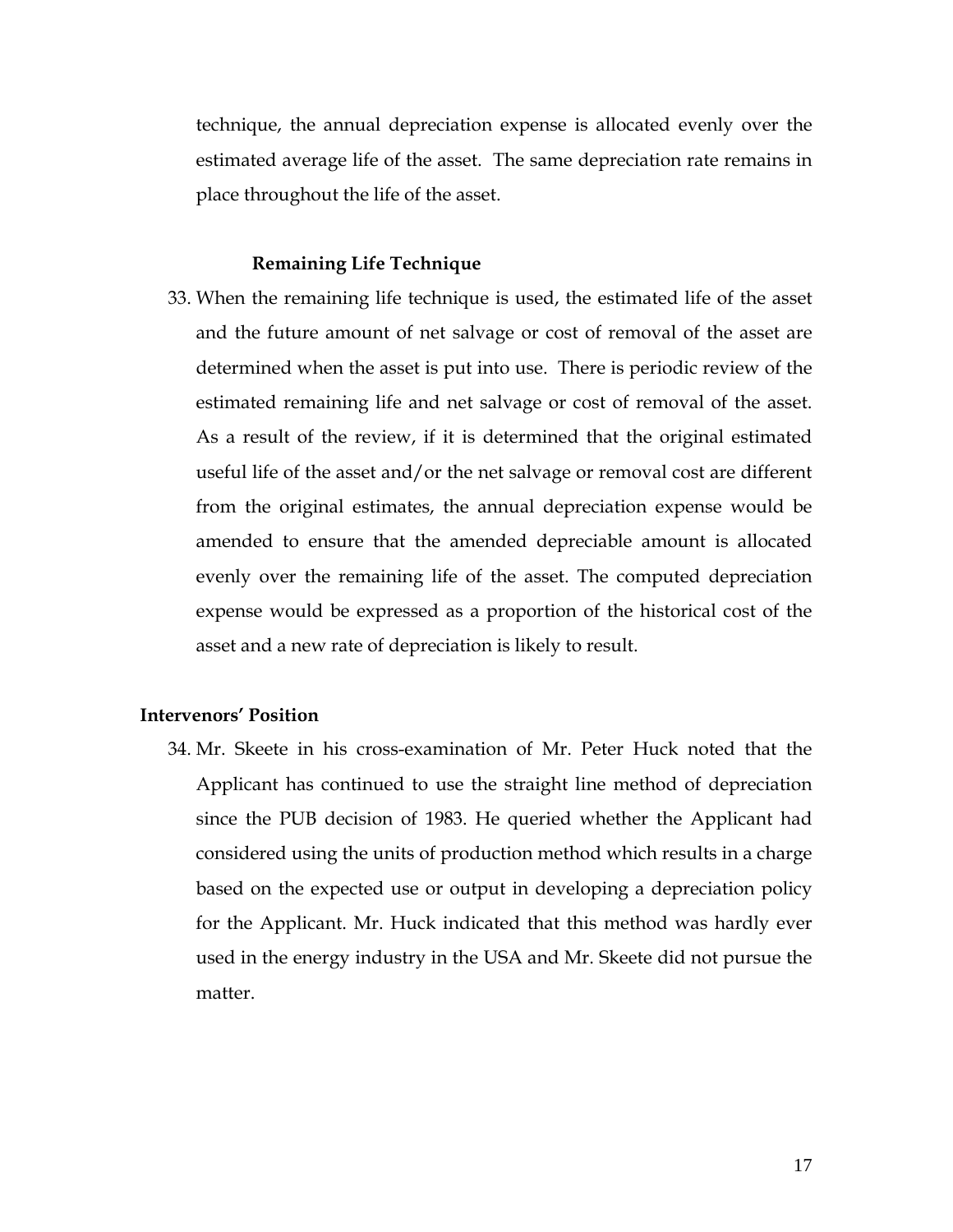technique, the annual depreciation expense is allocated evenly over the estimated average life of the asset. The same depreciation rate remains in place throughout the life of the asset.

### Remaining Life Technique

33. When the remaining life technique is used, the estimated life of the asset and the future amount of net salvage or cost of removal of the asset are determined when the asset is put into use. There is periodic review of the estimated remaining life and net salvage or cost of removal of the asset. As a result of the review, if it is determined that the original estimated useful life of the asset and/or the net salvage or removal cost are different from the original estimates, the annual depreciation expense would be amended to ensure that the amended depreciable amount is allocated evenly over the remaining life of the asset. The computed depreciation expense would be expressed as a proportion of the historical cost of the asset and a new rate of depreciation is likely to result.

## Intervenors' Position

34. Mr. Skeete in his cross-examination of Mr. Peter Huck noted that the Applicant has continued to use the straight line method of depreciation since the PUB decision of 1983. He queried whether the Applicant had considered using the units of production method which results in a charge based on the expected use or output in developing a depreciation policy for the Applicant. Mr. Huck indicated that this method was hardly ever used in the energy industry in the USA and Mr. Skeete did not pursue the matter.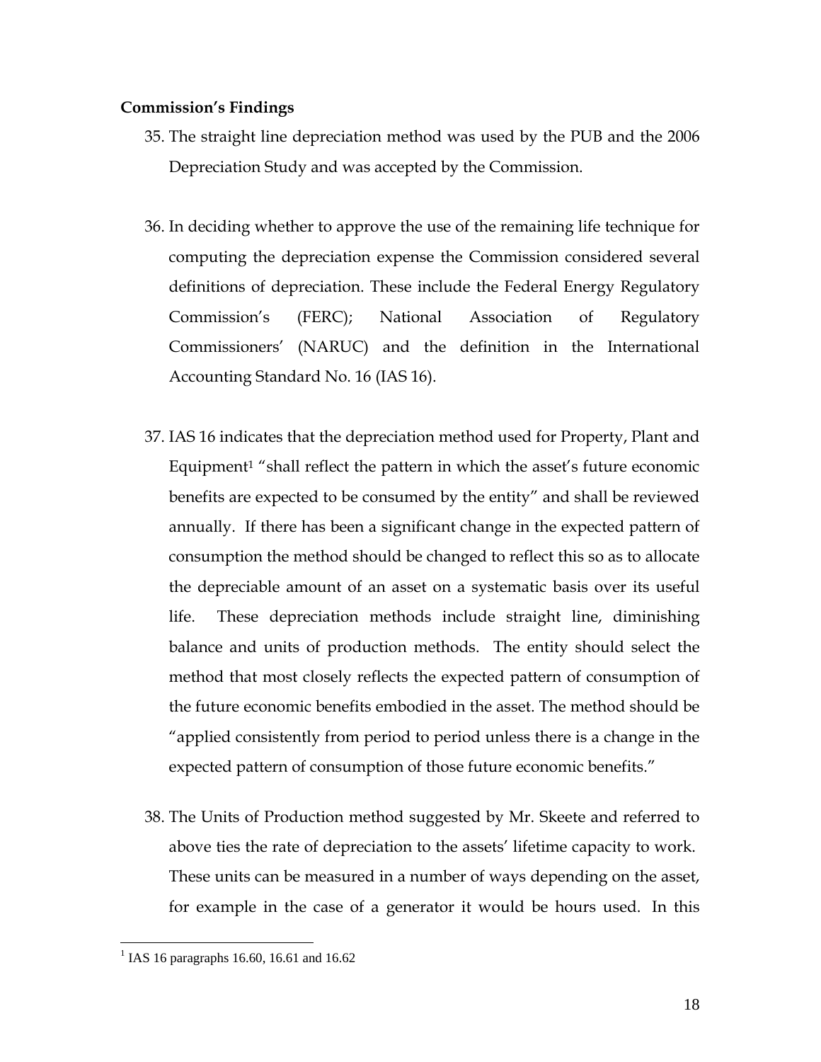**Commission's Findings**

35. The straight line depreciation method was used by the PUB and the 2006 Depreciation Study and was accepted by the Commission.

36. In deciding whether to approve the use of the remaining life technique for computing the depreciation expense the Commission considered several definitions of depreciation. These include the Federal Energy Regulatory Commission's (FERC); National Association of Regulatory Commissioners' (NARUC) and the definition in the International Accounting Standard No. 16 (IAS 16).

37. IAS 16 indicates that the depreciation method used for Property, Plant and Equipment[1] "shall reflect the pattern in which the asset's future economic benefits are expected to be consumed by the entity" and shall be reviewed annually. If there has been a significant change in the expected pattern of consumption the method should be changed to reflect this so as to allocate the depreciable amount of an asset on a systematic basis over its useful life. These depreciation methods include straight line, diminishing balance and units of production methods. The entity should select the method that most closely reflects the expected pattern of consumption of the future economic benefits embodied in the asset. The method should be "applied consistently from period to period unless there is a change in the expected pattern of consumption of those future economic benefits."

38. The Units of Production method suggested by Mr. Skeete and referred to above ties the rate of depreciation to the assets' lifetime capacity to work. These units can be measured in a number of ways depending on the asset, for example in the case of a generator it would be hours used. In this

[1] IAS 16 paragraphs 16.60, 16.61 and 16.62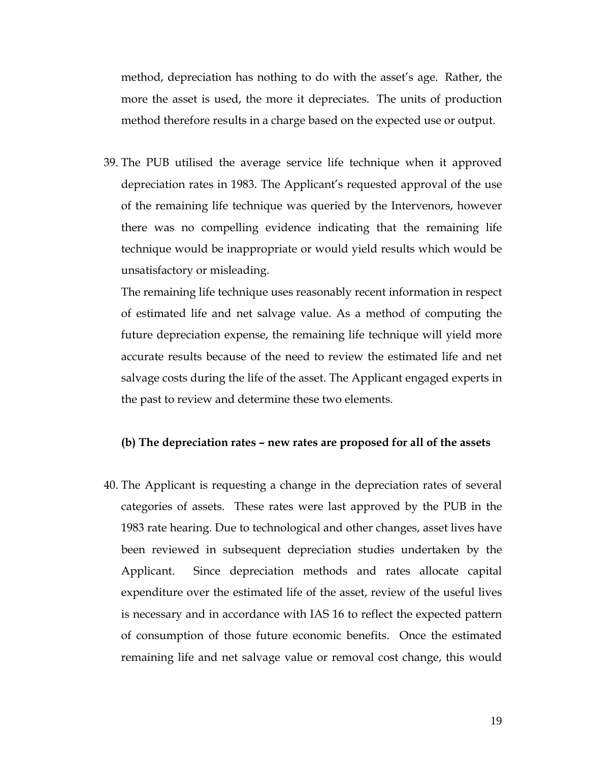method, depreciation has nothing to do with the asset's age. Rather, the more the asset is used, the more it depreciates. The units of production method therefore results in a charge based on the expected use or output.

39. The PUB utilised the average service life technique when it approved depreciation rates in 1983. The Applicant's requested approval of the use of the remaining life technique was queried by the Intervenors, however there was no compelling evidence indicating that the remaining life technique would be inappropriate or would yield results which would be unsatisfactory or misleading.

    The remaining life technique uses reasonably recent information in respect of estimated life and net salvage value. As a method of computing the future depreciation expense, the remaining life technique will yield more accurate results because of the need to review the estimated life and net salvage costs during the life of the asset. The Applicant engaged experts in the past to review and determine these two elements.

**(b) The depreciation rates – new rates are proposed for all of the assets**

40. The Applicant is requesting a change in the depreciation rates of several categories of assets. These rates were last approved by the PUB in the 1983 rate hearing. Due to technological and other changes, asset lives have been reviewed in subsequent depreciation studies undertaken by the Applicant. Since depreciation methods and rates allocate capital expenditure over the estimated life of the asset, review of the useful lives is necessary and in accordance with IAS 16 to reflect the expected pattern of consumption of those future economic benefits. Once the estimated remaining life and net salvage value or removal cost change, this would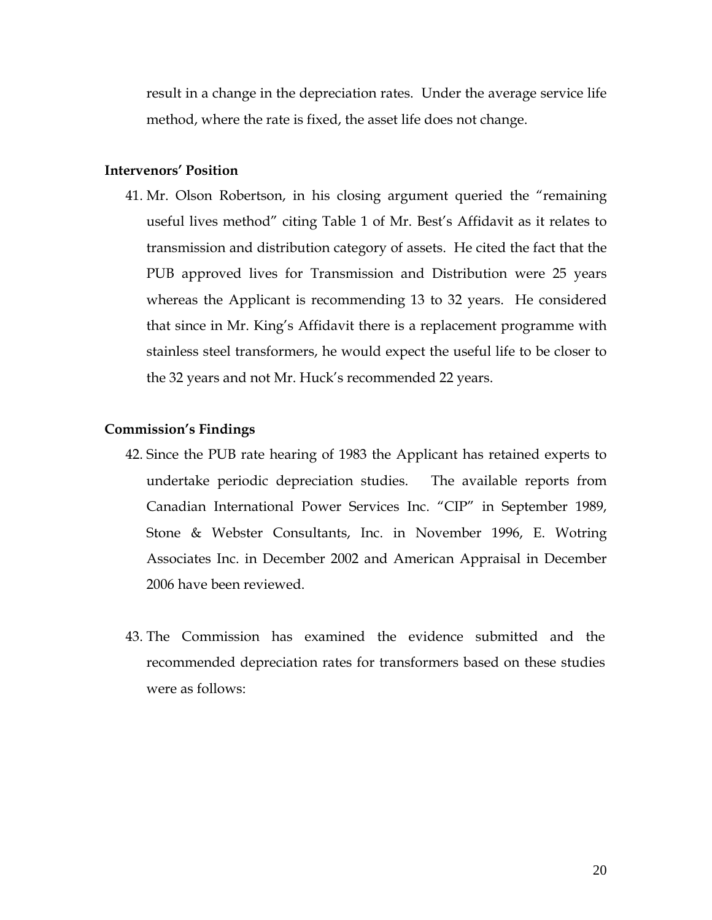result in a change in the depreciation rates. Under the average service life method, where the rate is fixed, the asset life does not change.

**Intervenors' Position**

41. Mr. Olson Robertson, in his closing argument queried the "remaining useful lives method" citing Table 1 of Mr. Best's Affidavit as it relates to transmission and distribution category of assets. He cited the fact that the PUB approved lives for Transmission and Distribution were 25 years whereas the Applicant is recommending 13 to 32 years. He considered that since in Mr. King's Affidavit there is a replacement programme with stainless steel transformers, he would expect the useful life to be closer to the 32 years and not Mr. Huck's recommended 22 years.

**Commission's Findings**

42. Since the PUB rate hearing of 1983 the Applicant has retained experts to undertake periodic depreciation studies. The available reports from Canadian International Power Services Inc. "CIP" in September 1989, Stone & Webster Consultants, Inc. in November 1996, E. Wotring Associates Inc. in December 2002 and American Appraisal in December 2006 have been reviewed.

43. The Commission has examined the evidence submitted and the recommended depreciation rates for transformers based on these studies were as follows: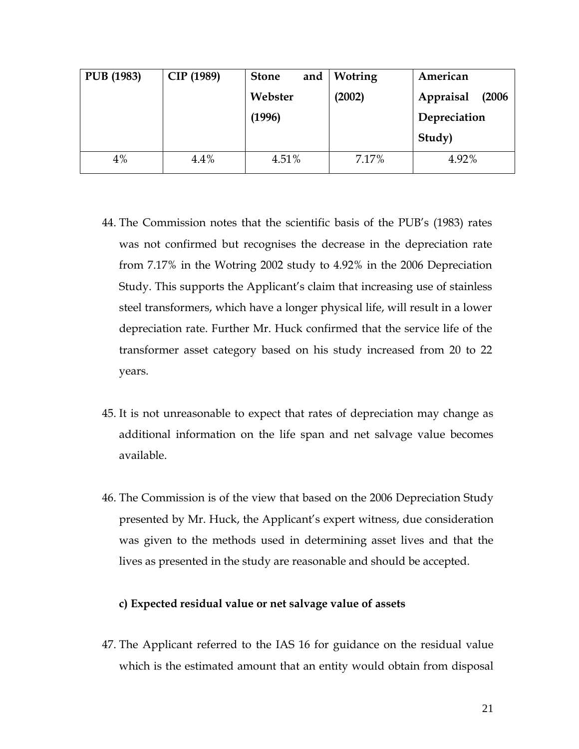| PUB (1983) | CIP (1989) | Stone and Webster (1996) | Wotring (2002) | American Appraisal (2006 Depreciation Study) |
|---|---|---|---|---|
| 4% | 4.4% | 4.51% | 7.17% | 4.92% |

44. The Commission notes that the scientific basis of the PUB's (1983) rates was not confirmed but recognises the decrease in the depreciation rate from 7.17% in the Wotring 2002 study to 4.92% in the 2006 Depreciation Study. This supports the Applicant's claim that increasing use of stainless steel transformers, which have a longer physical life, will result in a lower depreciation rate. Further Mr. Huck confirmed that the service life of the transformer asset category based on his study increased from 20 to 22 years.

45. It is not unreasonable to expect that rates of depreciation may change as additional information on the life span and net salvage value becomes available.

46. The Commission is of the view that based on the 2006 Depreciation Study presented by Mr. Huck, the Applicant's expert witness, due consideration was given to the methods used in determining asset lives and that the lives as presented in the study are reasonable and should be accepted.

**c) Expected residual value or net salvage value of assets**

47. The Applicant referred to the IAS 16 for guidance on the residual value which is the estimated amount that an entity would obtain from disposal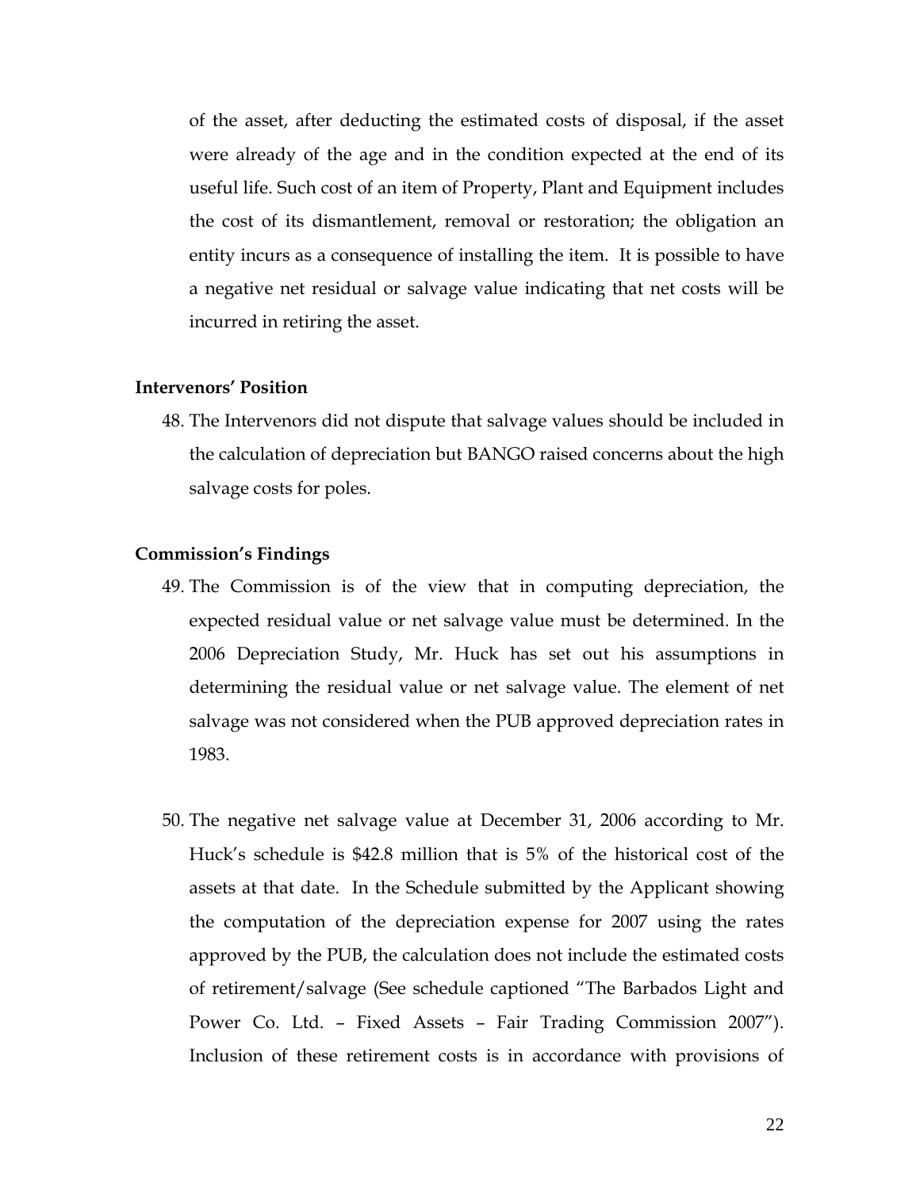of the asset, after deducting the estimated costs of disposal, if the asset were already of the age and in the condition expected at the end of its useful life. Such cost of an item of Property, Plant and Equipment includes the cost of its dismantlement, removal or restoration; the obligation an entity incurs as a consequence of installing the item. It is possible to have a negative net residual or salvage value indicating that net costs will be incurred in retiring the asset.

**Intervenors' Position**

48. The Intervenors did not dispute that salvage values should be included in the calculation of depreciation but BANGO raised concerns about the high salvage costs for poles.

**Commission's Findings**

49. The Commission is of the view that in computing depreciation, the expected residual value or net salvage value must be determined. In the 2006 Depreciation Study, Mr. Huck has set out his assumptions in determining the residual value or net salvage value. The element of net salvage was not considered when the PUB approved depreciation rates in 1983.

50. The negative net salvage value at December 31, 2006 according to Mr. Huck's schedule is $42.8 million that is 5% of the historical cost of the assets at that date. In the Schedule submitted by the Applicant showing the computation of the depreciation expense for 2007 using the rates approved by the PUB, the calculation does not include the estimated costs of retirement/salvage (See schedule captioned "The Barbados Light and Power Co. Ltd. – Fixed Assets – Fair Trading Commission 2007"). Inclusion of these retirement costs is in accordance with provisions of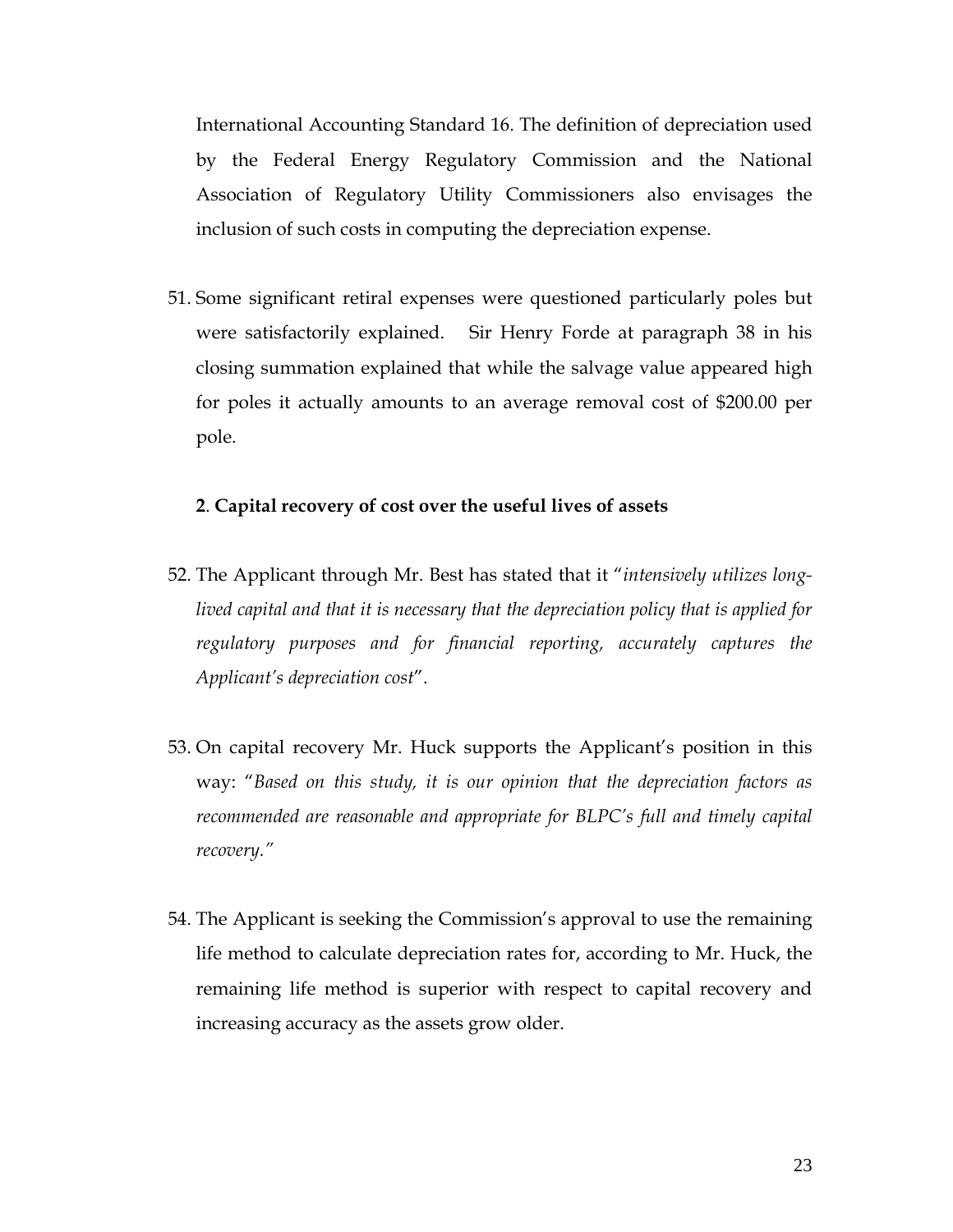International Accounting Standard 16. The definition of depreciation used by the Federal Energy Regulatory Commission and the National Association of Regulatory Utility Commissioners also envisages the inclusion of such costs in computing the depreciation expense.

51. Some significant retiral expenses were questioned particularly poles but were satisfactorily explained. Sir Henry Forde at paragraph 38 in his closing summation explained that while the salvage value appeared high for poles it actually amounts to an average removal cost of $200.00 per pole.

**2**. **Capital recovery of cost over the useful lives of assets**

52. The Applicant through Mr. Best has stated that it "*intensively utilizes long-lived capital and that it is necessary that the depreciation policy that is applied for regulatory purposes and for financial reporting, accurately captures the Applicant's depreciation cost*".

53. On capital recovery Mr. Huck supports the Applicant's position in this way: "*Based on this study, it is our opinion that the depreciation factors as recommended are reasonable and appropriate for BLPC's full and timely capital recovery.*"

54. The Applicant is seeking the Commission's approval to use the remaining life method to calculate depreciation rates for, according to Mr. Huck, the remaining life method is superior with respect to capital recovery and increasing accuracy as the assets grow older.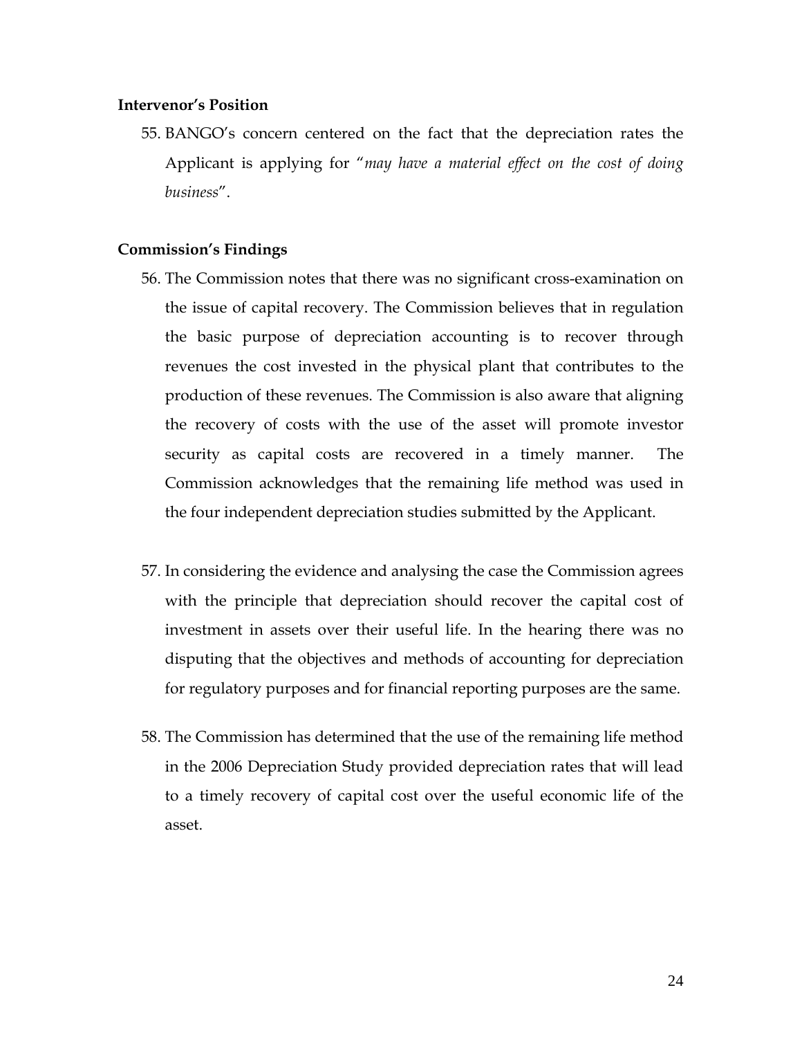**Intervenor's Position**

55. BANGO's concern centered on the fact that the depreciation rates the Applicant is applying for "*may have a material effect on the cost of doing business*".

**Commission's Findings**

56. The Commission notes that there was no significant cross-examination on the issue of capital recovery. The Commission believes that in regulation the basic purpose of depreciation accounting is to recover through revenues the cost invested in the physical plant that contributes to the production of these revenues. The Commission is also aware that aligning the recovery of costs with the use of the asset will promote investor security as capital costs are recovered in a timely manner. The Commission acknowledges that the remaining life method was used in the four independent depreciation studies submitted by the Applicant.

57. In considering the evidence and analysing the case the Commission agrees with the principle that depreciation should recover the capital cost of investment in assets over their useful life. In the hearing there was no disputing that the objectives and methods of accounting for depreciation for regulatory purposes and for financial reporting purposes are the same.

58. The Commission has determined that the use of the remaining life method in the 2006 Depreciation Study provided depreciation rates that will lead to a timely recovery of capital cost over the useful economic life of the asset.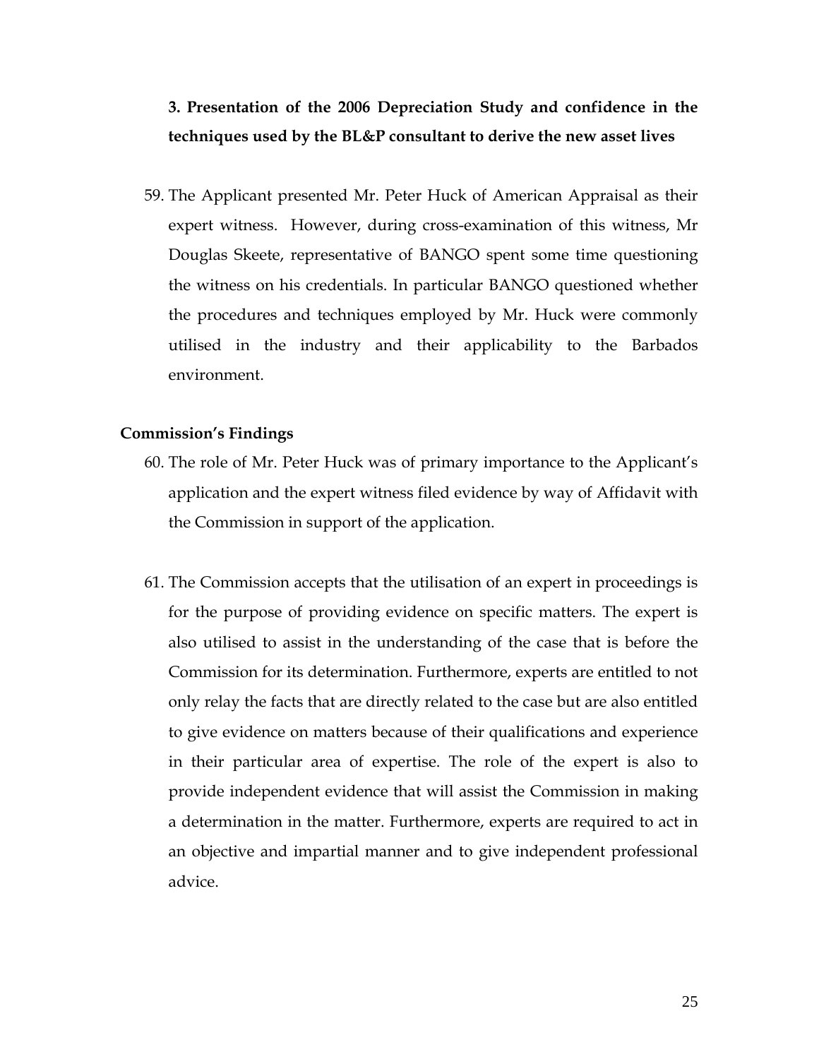**3. Presentation of the 2006 Depreciation Study and confidence in the techniques used by the BL&P consultant to derive the new asset lives**

59. The Applicant presented Mr. Peter Huck of American Appraisal as their expert witness. However, during cross-examination of this witness, Mr Douglas Skeete, representative of BANGO spent some time questioning the witness on his credentials. In particular BANGO questioned whether the procedures and techniques employed by Mr. Huck were commonly utilised in the industry and their applicability to the Barbados environment.

**Commission's Findings**

60. The role of Mr. Peter Huck was of primary importance to the Applicant's application and the expert witness filed evidence by way of Affidavit with the Commission in support of the application.

61. The Commission accepts that the utilisation of an expert in proceedings is for the purpose of providing evidence on specific matters. The expert is also utilised to assist in the understanding of the case that is before the Commission for its determination. Furthermore, experts are entitled to not only relay the facts that are directly related to the case but are also entitled to give evidence on matters because of their qualifications and experience in their particular area of expertise. The role of the expert is also to provide independent evidence that will assist the Commission in making a determination in the matter. Furthermore, experts are required to act in an objective and impartial manner and to give independent professional advice.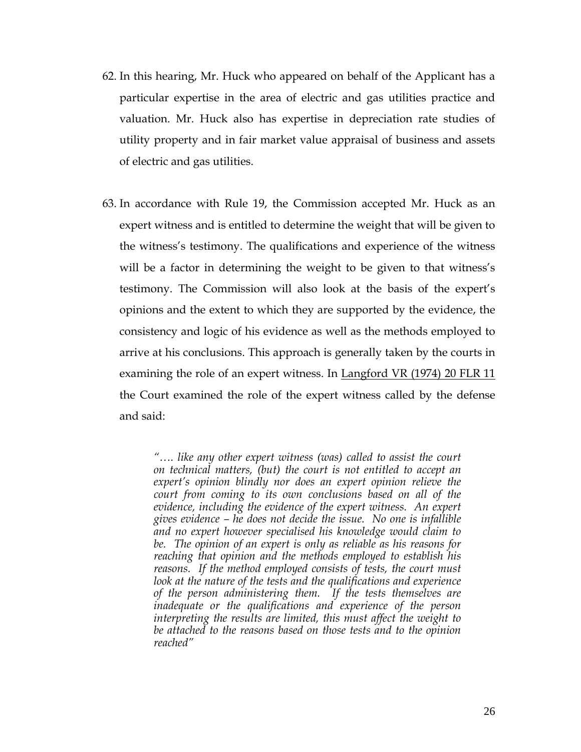62. In this hearing, Mr. Huck who appeared on behalf of the Applicant has a particular expertise in the area of electric and gas utilities practice and valuation. Mr. Huck also has expertise in depreciation rate studies of utility property and in fair market value appraisal of business and assets of electric and gas utilities.

63. In accordance with Rule 19, the Commission accepted Mr. Huck as an expert witness and is entitled to determine the weight that will be given to the witness's testimony. The qualifications and experience of the witness will be a factor in determining the weight to be given to that witness's testimony. The Commission will also look at the basis of the expert's opinions and the extent to which they are supported by the evidence, the consistency and logic of his evidence as well as the methods employed to arrive at his conclusions. This approach is generally taken by the courts in examining the role of an expert witness. In Langford VR (1974) 20 FLR 11 the Court examined the role of the expert witness called by the defense and said:

> *"…. like any other expert witness (was) called to assist the court on technical matters, (but) the court is not entitled to accept an expert's opinion blindly nor does an expert opinion relieve the court from coming to its own conclusions based on all of the evidence, including the evidence of the expert witness. An expert gives evidence – he does not decide the issue. No one is infallible and no expert however specialised his knowledge would claim to be. The opinion of an expert is only as reliable as his reasons for reaching that opinion and the methods employed to establish his reasons. If the method employed consists of tests, the court must look at the nature of the tests and the qualifications and experience of the person administering them. If the tests themselves are inadequate or the qualifications and experience of the person interpreting the results are limited, this must affect the weight to be attached to the reasons based on those tests and to the opinion reached"*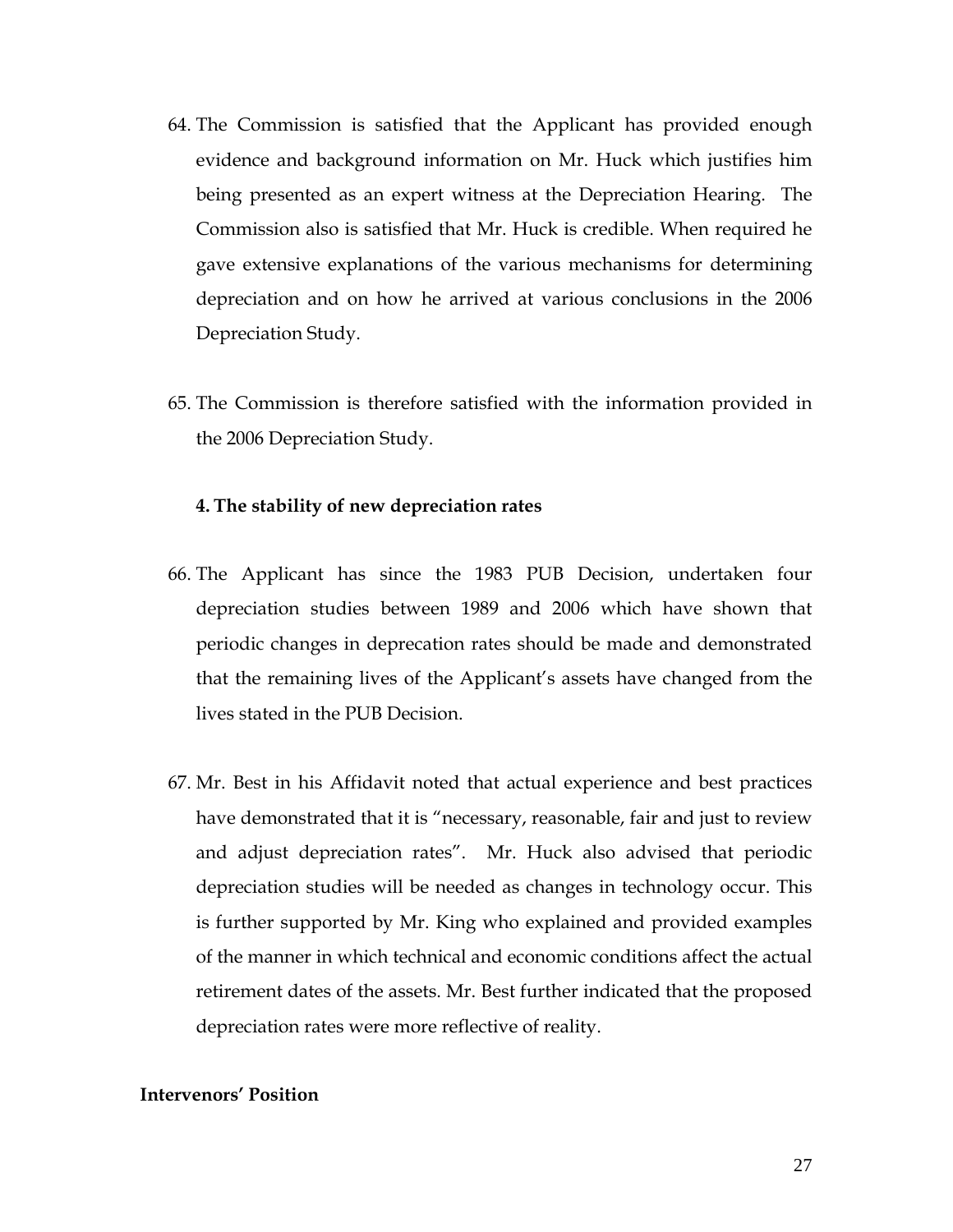64. The Commission is satisfied that the Applicant has provided enough evidence and background information on Mr. Huck which justifies him being presented as an expert witness at the Depreciation Hearing. The Commission also is satisfied that Mr. Huck is credible. When required he gave extensive explanations of the various mechanisms for determining depreciation and on how he arrived at various conclusions in the 2006 Depreciation Study.

65. The Commission is therefore satisfied with the information provided in the 2006 Depreciation Study.

**4. The stability of new depreciation rates**

66. The Applicant has since the 1983 PUB Decision, undertaken four depreciation studies between 1989 and 2006 which have shown that periodic changes in deprecation rates should be made and demonstrated that the remaining lives of the Applicant's assets have changed from the lives stated in the PUB Decision.

67. Mr. Best in his Affidavit noted that actual experience and best practices have demonstrated that it is "necessary, reasonable, fair and just to review and adjust depreciation rates". Mr. Huck also advised that periodic depreciation studies will be needed as changes in technology occur. This is further supported by Mr. King who explained and provided examples of the manner in which technical and economic conditions affect the actual retirement dates of the assets. Mr. Best further indicated that the proposed depreciation rates were more reflective of reality.

**Intervenors' Position**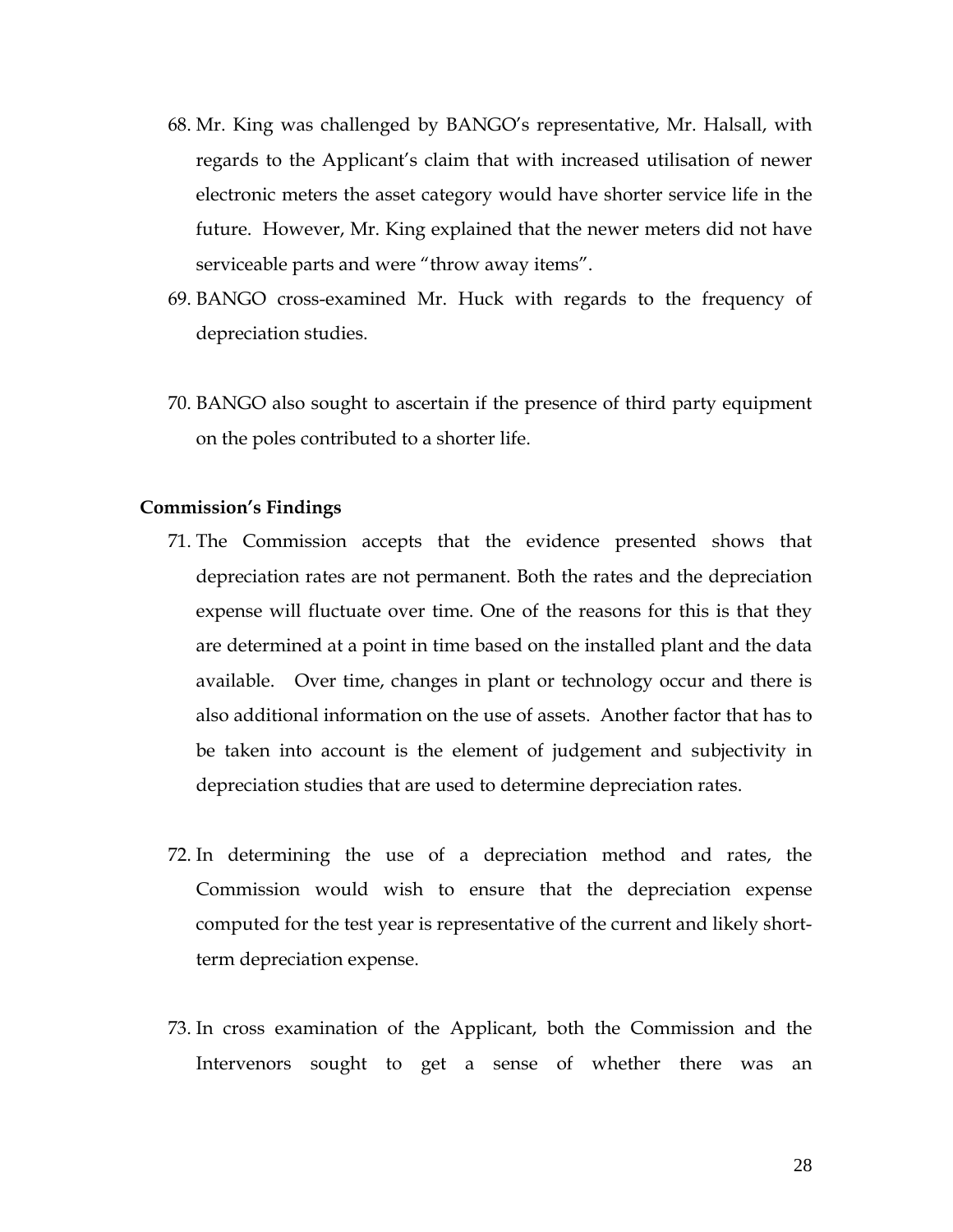68. Mr. King was challenged by BANGO's representative, Mr. Halsall, with regards to the Applicant's claim that with increased utilisation of newer electronic meters the asset category would have shorter service life in the future. However, Mr. King explained that the newer meters did not have serviceable parts and were "throw away items".

69. BANGO cross-examined Mr. Huck with regards to the frequency of depreciation studies.

70. BANGO also sought to ascertain if the presence of third party equipment on the poles contributed to a shorter life.

**Commission's Findings**

71. The Commission accepts that the evidence presented shows that depreciation rates are not permanent. Both the rates and the depreciation expense will fluctuate over time. One of the reasons for this is that they are determined at a point in time based on the installed plant and the data available. Over time, changes in plant or technology occur and there is also additional information on the use of assets. Another factor that has to be taken into account is the element of judgement and subjectivity in depreciation studies that are used to determine depreciation rates.

72. In determining the use of a depreciation method and rates, the Commission would wish to ensure that the depreciation expense computed for the test year is representative of the current and likely short-term depreciation expense.

73. In cross examination of the Applicant, both the Commission and the Intervenors sought to get a sense of whether there was an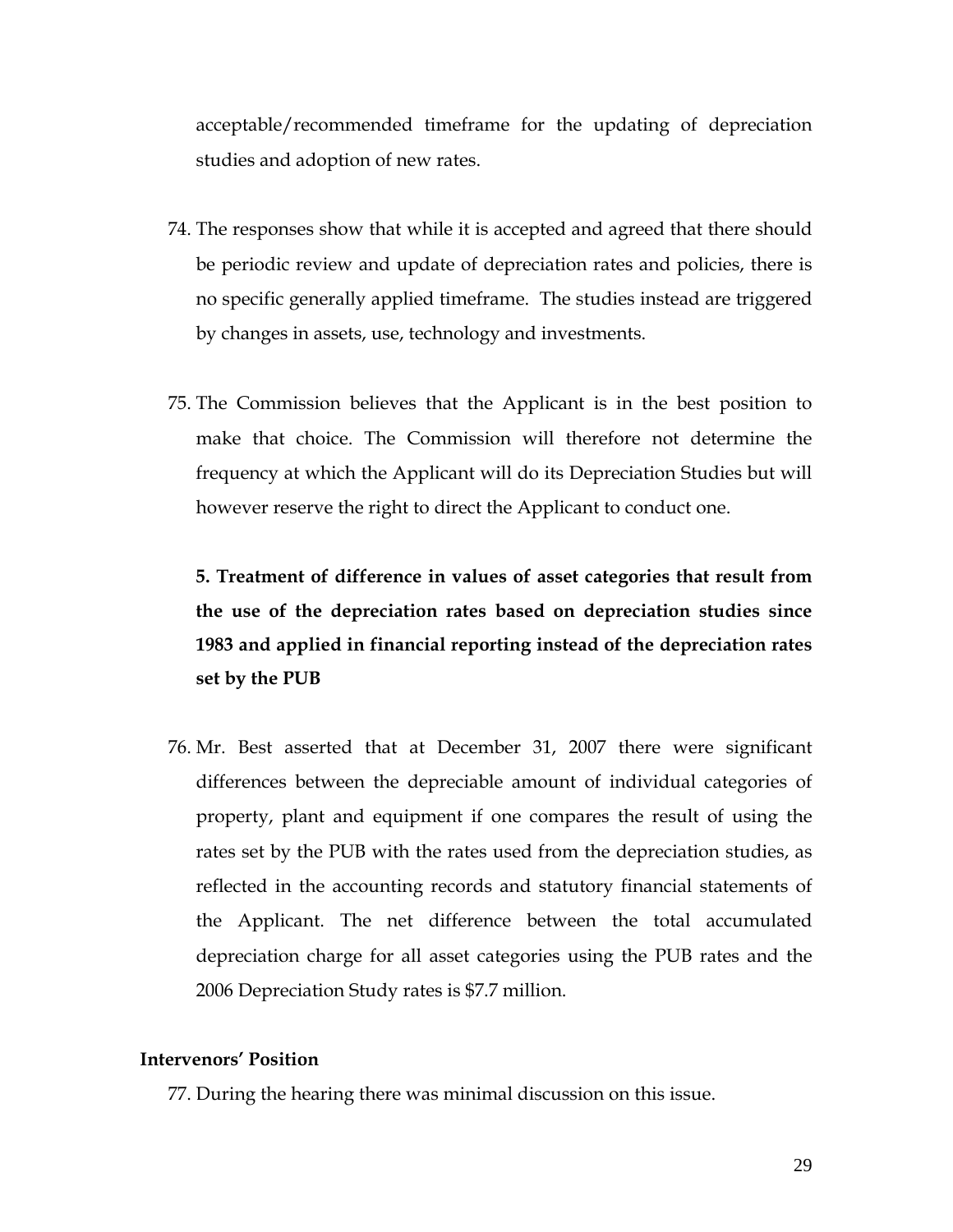acceptable/recommended timeframe for the updating of depreciation studies and adoption of new rates.

74. The responses show that while it is accepted and agreed that there should be periodic review and update of depreciation rates and policies, there is no specific generally applied timeframe. The studies instead are triggered by changes in assets, use, technology and investments.

75. The Commission believes that the Applicant is in the best position to make that choice. The Commission will therefore not determine the frequency at which the Applicant will do its Depreciation Studies but will however reserve the right to direct the Applicant to conduct one.

**5. Treatment of difference in values of asset categories that result from the use of the depreciation rates based on depreciation studies since 1983 and applied in financial reporting instead of the depreciation rates set by the PUB**

76. Mr. Best asserted that at December 31, 2007 there were significant differences between the depreciable amount of individual categories of property, plant and equipment if one compares the result of using the rates set by the PUB with the rates used from the depreciation studies, as reflected in the accounting records and statutory financial statements of the Applicant. The net difference between the total accumulated depreciation charge for all asset categories using the PUB rates and the 2006 Depreciation Study rates is $7.7 million.

**Intervenors' Position**

77. During the hearing there was minimal discussion on this issue.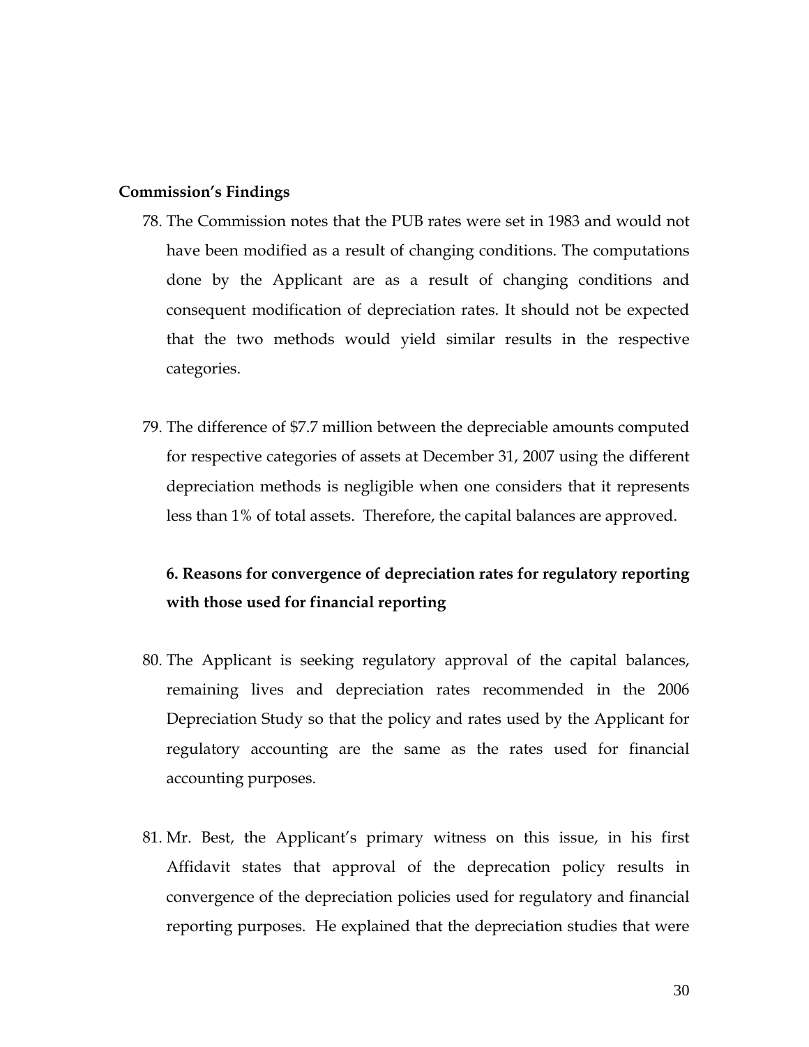**Commission's Findings**

78. The Commission notes that the PUB rates were set in 1983 and would not have been modified as a result of changing conditions. The computations done by the Applicant are as a result of changing conditions and consequent modification of depreciation rates. It should not be expected that the two methods would yield similar results in the respective categories.

79. The difference of $7.7 million between the depreciable amounts computed for respective categories of assets at December 31, 2007 using the different depreciation methods is negligible when one considers that it represents less than 1% of total assets. Therefore, the capital balances are approved.

## 6. Reasons for convergence of depreciation rates for regulatory reporting with those used for financial reporting

80. The Applicant is seeking regulatory approval of the capital balances, remaining lives and depreciation rates recommended in the 2006 Depreciation Study so that the policy and rates used by the Applicant for regulatory accounting are the same as the rates used for financial accounting purposes.

81. Mr. Best, the Applicant's primary witness on this issue, in his first Affidavit states that approval of the deprecation policy results in convergence of the depreciation policies used for regulatory and financial reporting purposes. He explained that the depreciation studies that were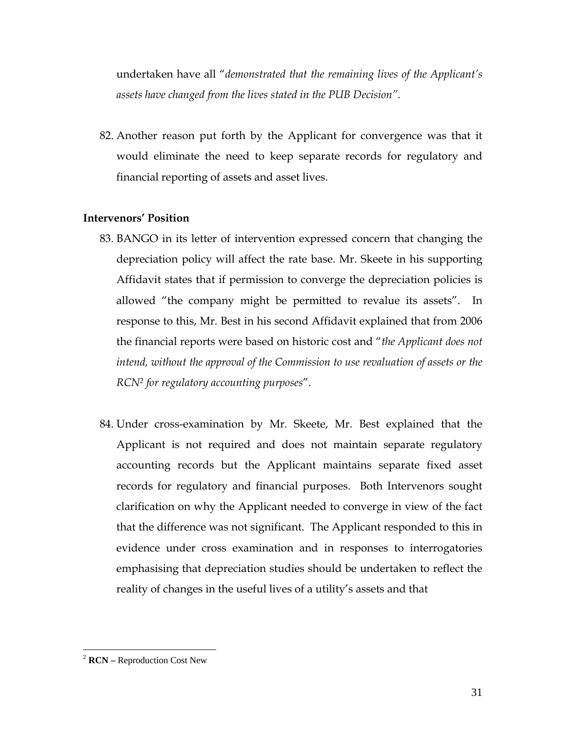undertaken have all "*demonstrated that the remaining lives of the Applicant's assets have changed from the lives stated in the PUB Decision".*

82. Another reason put forth by the Applicant for convergence was that it would eliminate the need to keep separate records for regulatory and financial reporting of assets and asset lives.

**Intervenors' Position**

83. BANGO in its letter of intervention expressed concern that changing the depreciation policy will affect the rate base. Mr. Skeete in his supporting Affidavit states that if permission to converge the depreciation policies is allowed "the company might be permitted to revalue its assets". In response to this, Mr. Best in his second Affidavit explained that from 2006 the financial reports were based on historic cost and "*the Applicant does not intend, without the approval of the Commission to use revaluation of assets or the RCN[2] for regulatory accounting purposes*".

84. Under cross-examination by Mr. Skeete, Mr. Best explained that the Applicant is not required and does not maintain separate regulatory accounting records but the Applicant maintains separate fixed asset records for regulatory and financial purposes. Both Intervenors sought clarification on why the Applicant needed to converge in view of the fact that the difference was not significant. The Applicant responded to this in evidence under cross examination and in responses to interrogatories emphasising that depreciation studies should be undertaken to reflect the reality of changes in the useful lives of a utility's assets and that

---

[2] **RCN –** Reproduction Cost New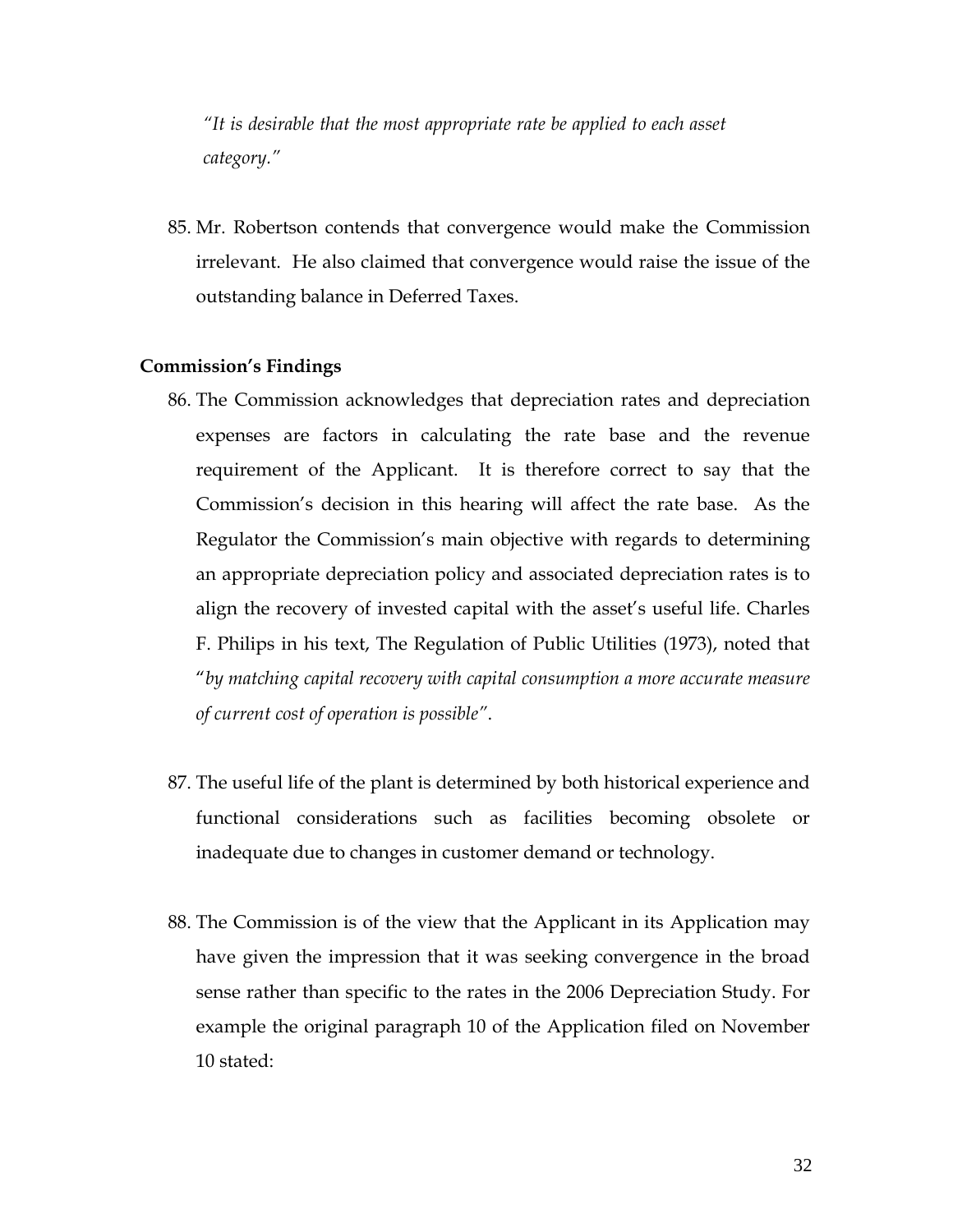> *"It is desirable that the most appropriate rate be applied to each asset category."*

85. Mr. Robertson contends that convergence would make the Commission irrelevant. He also claimed that convergence would raise the issue of the outstanding balance in Deferred Taxes.

**Commission's Findings**

86. The Commission acknowledges that depreciation rates and depreciation expenses are factors in calculating the rate base and the revenue requirement of the Applicant. It is therefore correct to say that the Commission's decision in this hearing will affect the rate base. As the Regulator the Commission's main objective with regards to determining an appropriate depreciation policy and associated depreciation rates is to align the recovery of invested capital with the asset's useful life. Charles F. Philips in his text, The Regulation of Public Utilities (1973), noted that "*by matching capital recovery with capital consumption a more accurate measure of current cost of operation is possible*".

87. The useful life of the plant is determined by both historical experience and functional considerations such as facilities becoming obsolete or inadequate due to changes in customer demand or technology.

88. The Commission is of the view that the Applicant in its Application may have given the impression that it was seeking convergence in the broad sense rather than specific to the rates in the 2006 Depreciation Study. For example the original paragraph 10 of the Application filed on November 10 stated: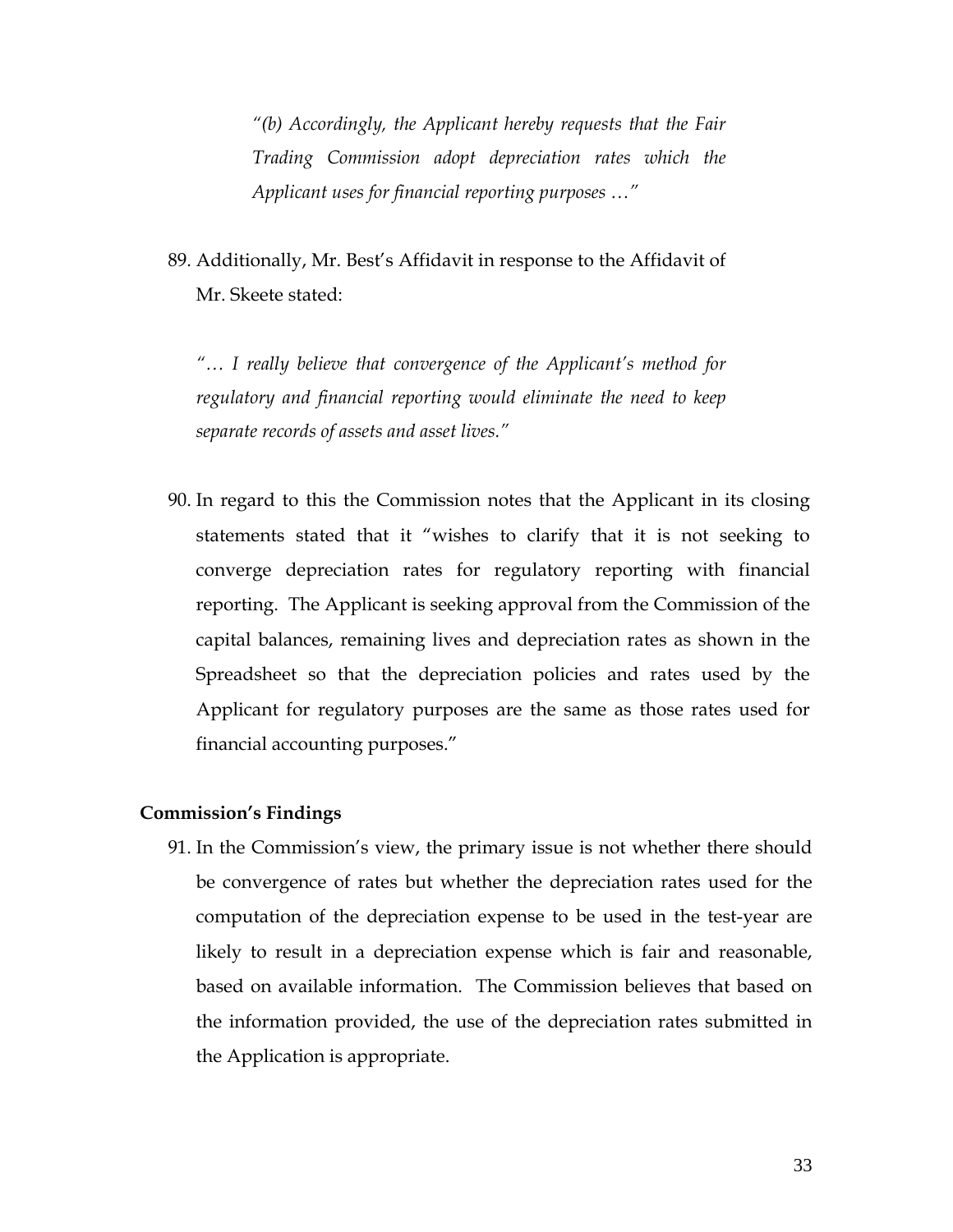*"(b) Accordingly, the Applicant hereby requests that the Fair Trading Commission adopt depreciation rates which the Applicant uses for financial reporting purposes …"*

89. Additionally, Mr. Best's Affidavit in response to the Affidavit of Mr. Skeete stated:

*"… I really believe that convergence of the Applicant's method for regulatory and financial reporting would eliminate the need to keep separate records of assets and asset lives."*

90. In regard to this the Commission notes that the Applicant in its closing statements stated that it "wishes to clarify that it is not seeking to converge depreciation rates for regulatory reporting with financial reporting. The Applicant is seeking approval from the Commission of the capital balances, remaining lives and depreciation rates as shown in the Spreadsheet so that the depreciation policies and rates used by the Applicant for regulatory purposes are the same as those rates used for financial accounting purposes."

**Commission's Findings**

91. In the Commission's view, the primary issue is not whether there should be convergence of rates but whether the depreciation rates used for the computation of the depreciation expense to be used in the test-year are likely to result in a depreciation expense which is fair and reasonable, based on available information. The Commission believes that based on the information provided, the use of the depreciation rates submitted in the Application is appropriate.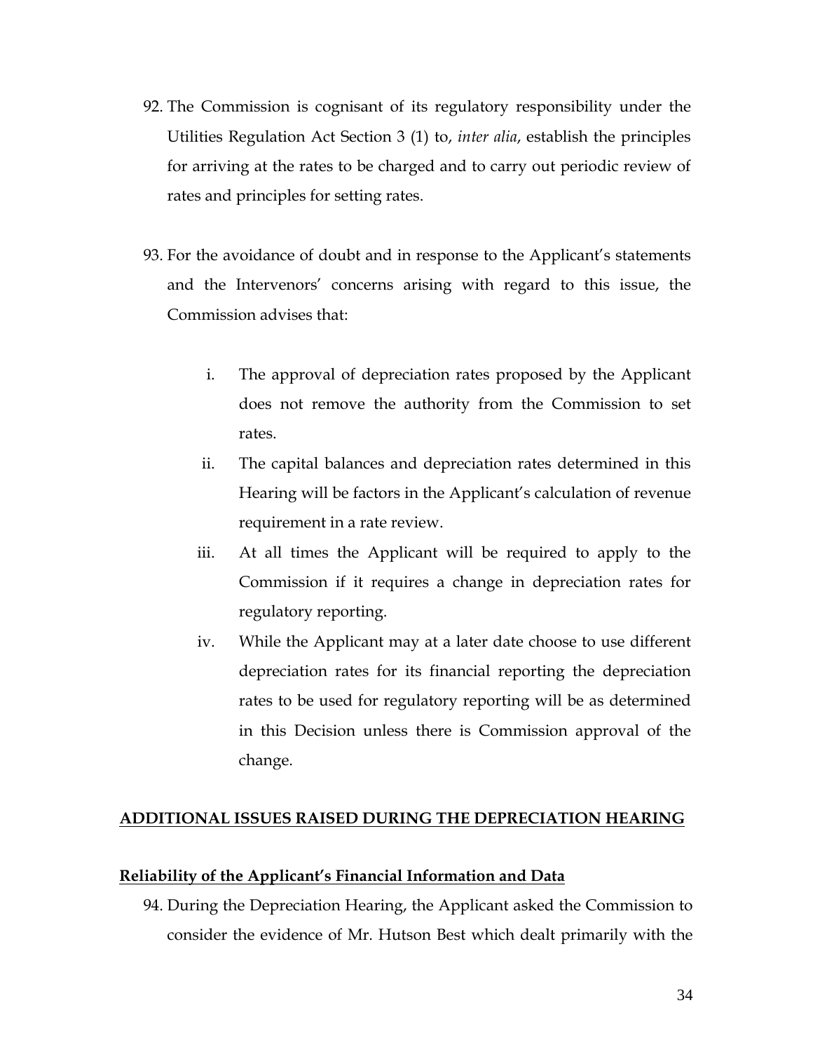92. The Commission is cognisant of its regulatory responsibility under the Utilities Regulation Act Section 3 (1) to, *inter alia*, establish the principles for arriving at the rates to be charged and to carry out periodic review of rates and principles for setting rates.

93. For the avoidance of doubt and in response to the Applicant's statements and the Intervenors' concerns arising with regard to this issue, the Commission advises that:

    i. The approval of depreciation rates proposed by the Applicant does not remove the authority from the Commission to set rates.
    ii. The capital balances and depreciation rates determined in this Hearing will be factors in the Applicant's calculation of revenue requirement in a rate review.
    iii. At all times the Applicant will be required to apply to the Commission if it requires a change in depreciation rates for regulatory reporting.
    iv. While the Applicant may at a later date choose to use different depreciation rates for its financial reporting the depreciation rates to be used for regulatory reporting will be as determined in this Decision unless there is Commission approval of the change.

## ADDITIONAL ISSUES RAISED DURING THE DEPRECIATION HEARING

### Reliability of the Applicant's Financial Information and Data

94. During the Depreciation Hearing, the Applicant asked the Commission to consider the evidence of Mr. Hutson Best which dealt primarily with the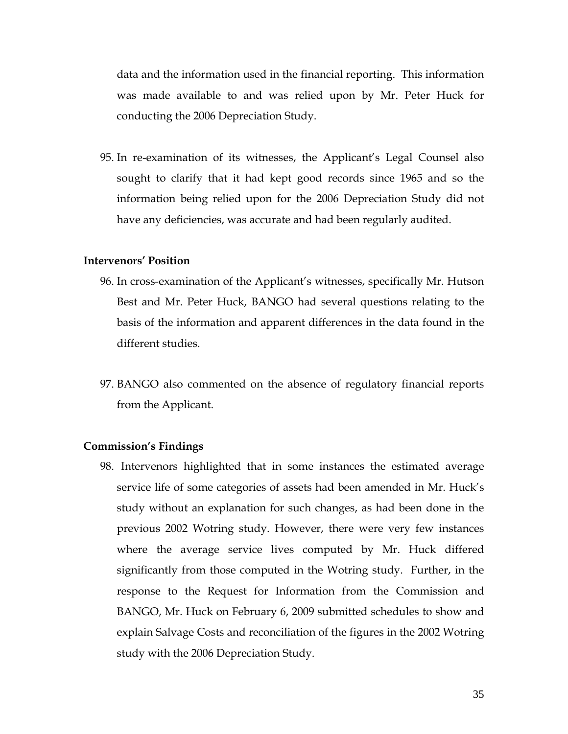data and the information used in the financial reporting. This information was made available to and was relied upon by Mr. Peter Huck for conducting the 2006 Depreciation Study.

95. In re-examination of its witnesses, the Applicant's Legal Counsel also sought to clarify that it had kept good records since 1965 and so the information being relied upon for the 2006 Depreciation Study did not have any deficiencies, was accurate and had been regularly audited.

**Intervenors' Position**

96. In cross-examination of the Applicant's witnesses, specifically Mr. Hutson Best and Mr. Peter Huck, BANGO had several questions relating to the basis of the information and apparent differences in the data found in the different studies.

97. BANGO also commented on the absence of regulatory financial reports from the Applicant.

**Commission's Findings**

98. Intervenors highlighted that in some instances the estimated average service life of some categories of assets had been amended in Mr. Huck's study without an explanation for such changes, as had been done in the previous 2002 Wotring study. However, there were very few instances where the average service lives computed by Mr. Huck differed significantly from those computed in the Wotring study. Further, in the response to the Request for Information from the Commission and BANGO, Mr. Huck on February 6, 2009 submitted schedules to show and explain Salvage Costs and reconciliation of the figures in the 2002 Wotring study with the 2006 Depreciation Study.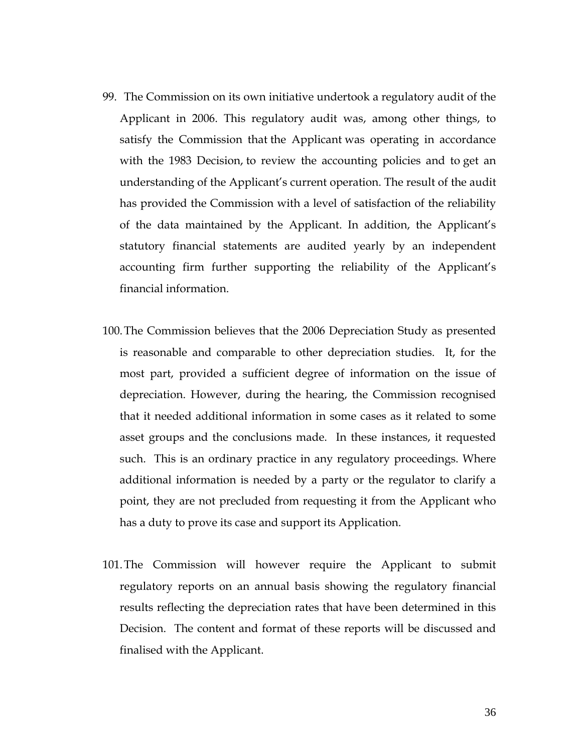99. The Commission on its own initiative undertook a regulatory audit of the Applicant in 2006. This regulatory audit was, among other things, to satisfy the Commission that the Applicant was operating in accordance with the 1983 Decision, to review the accounting policies and to get an understanding of the Applicant's current operation. The result of the audit has provided the Commission with a level of satisfaction of the reliability of the data maintained by the Applicant. In addition, the Applicant's statutory financial statements are audited yearly by an independent accounting firm further supporting the reliability of the Applicant's financial information.

100. The Commission believes that the 2006 Depreciation Study as presented is reasonable and comparable to other depreciation studies. It, for the most part, provided a sufficient degree of information on the issue of depreciation. However, during the hearing, the Commission recognised that it needed additional information in some cases as it related to some asset groups and the conclusions made. In these instances, it requested such. This is an ordinary practice in any regulatory proceedings. Where additional information is needed by a party or the regulator to clarify a point, they are not precluded from requesting it from the Applicant who has a duty to prove its case and support its Application.

101. The Commission will however require the Applicant to submit regulatory reports on an annual basis showing the regulatory financial results reflecting the depreciation rates that have been determined in this Decision. The content and format of these reports will be discussed and finalised with the Applicant.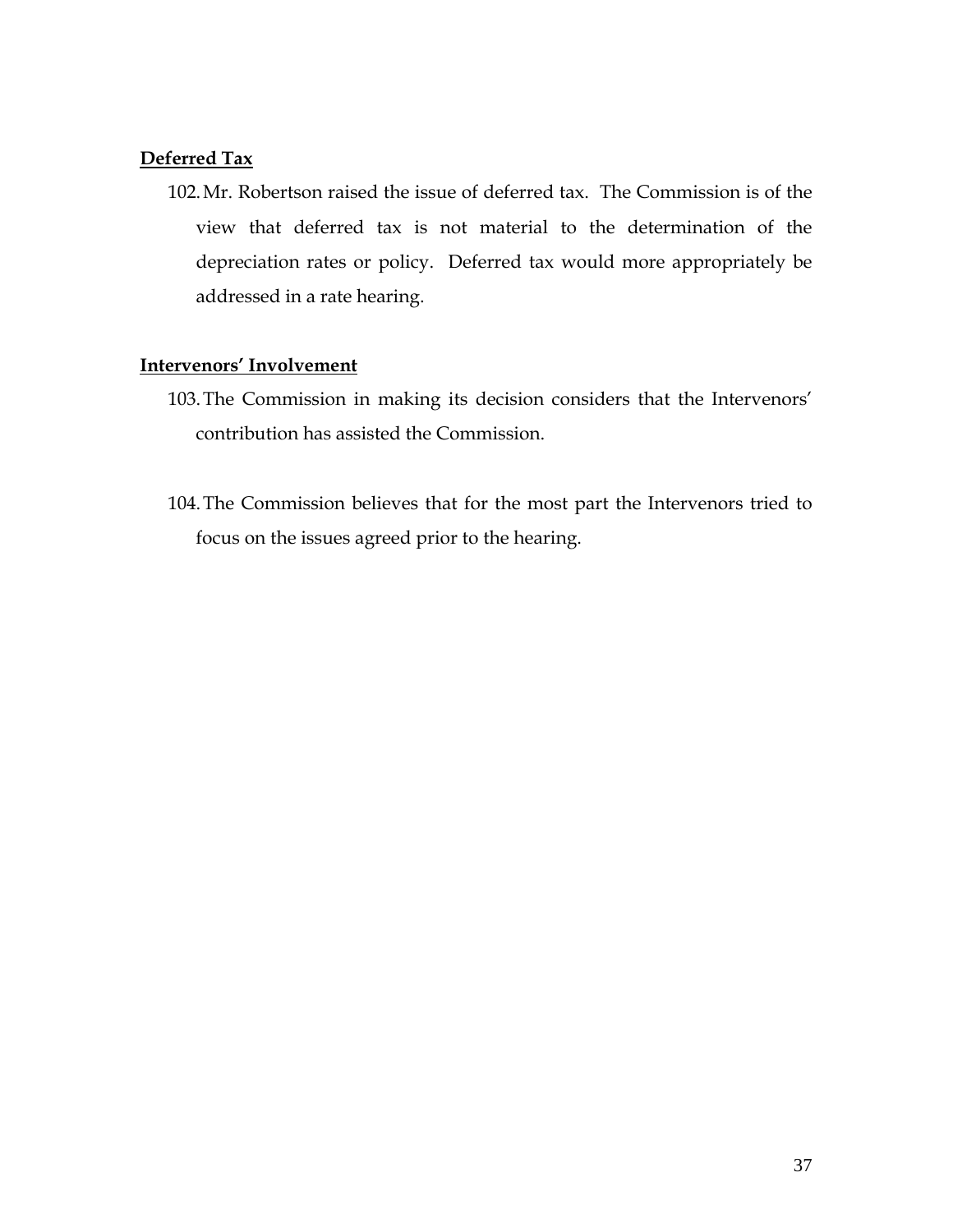**Deferred Tax**

102. Mr. Robertson raised the issue of deferred tax. The Commission is of the view that deferred tax is not material to the determination of the depreciation rates or policy. Deferred tax would more appropriately be addressed in a rate hearing.

**Intervenors' Involvement**

103. The Commission in making its decision considers that the Intervenors' contribution has assisted the Commission.

104. The Commission believes that for the most part the Intervenors tried to focus on the issues agreed prior to the hearing.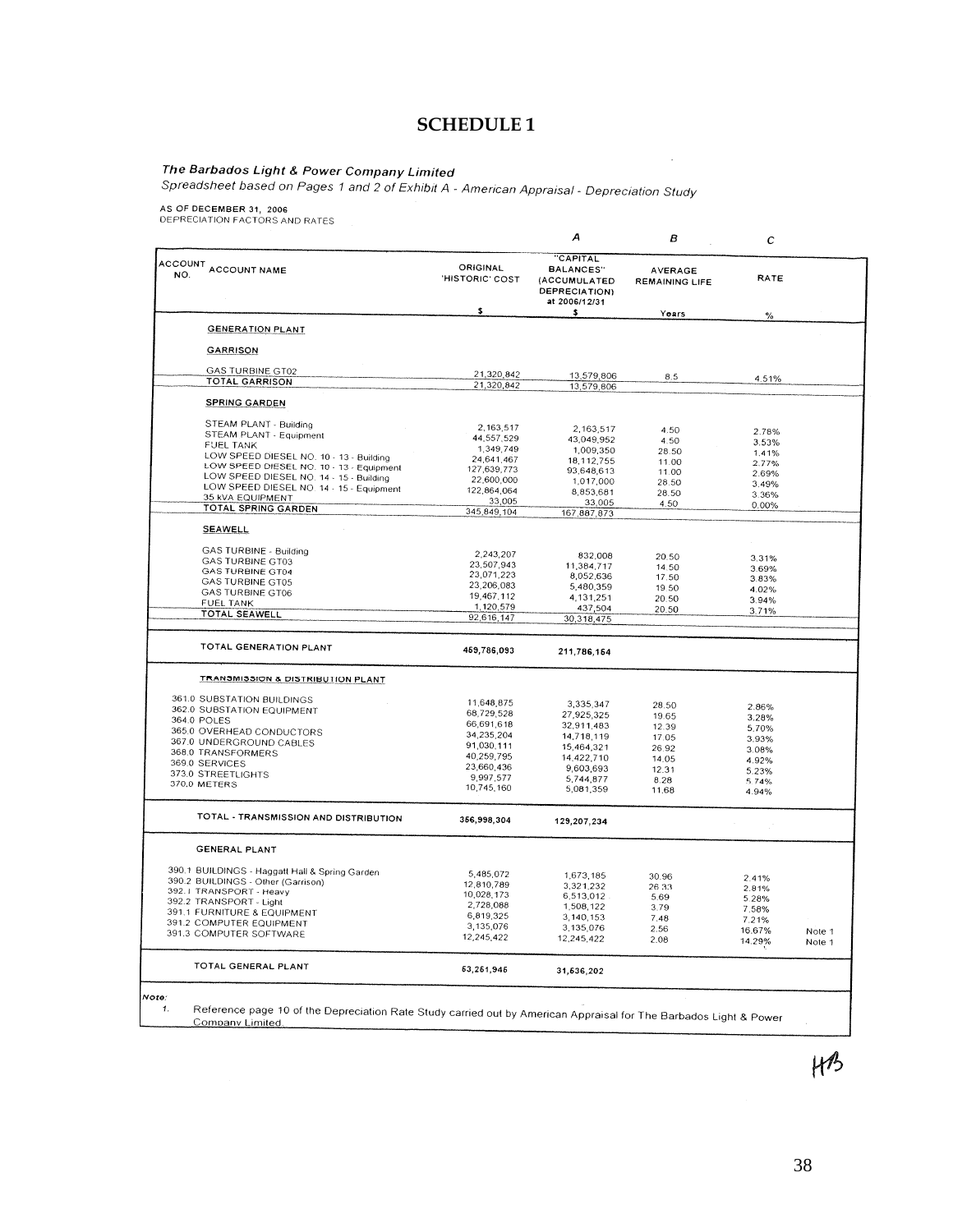# SCHEDULE 1

***The Barbados Light & Power Company Limited***

*Spreadsheet based on Pages 1 and 2 of Exhibit A - American Appraisal - Depreciation Study*

AS OF DECEMBER 31, 2006
DEPRECIATION FACTORS AND RATES

| | | | A | B | C | |
|---|---|---|---|---|---|---|
| ACCOUNT NO. | ACCOUNT NAME | ORIGINAL 'HISTORIC' COST | "CAPITAL BALANCES" (ACCUMULATED DEPRECIATION) at 2006/12/31 | AVERAGE REMAINING LIFE | RATE | |
| | | $ | $ | Years | % | |
| | **GENERATION PLANT** | | | | | |
| | **GARRISON** | | | | | |
| | GAS TURBINE GT02 | 21,320,842 | 13,579,806 | 8.5 | 4.51% | |
| | TOTAL GARRISON | 21,320,842 | 13,579,806 | | | |
| | **SPRING GARDEN** | | | | | |
| | STEAM PLANT - Building | 2,163,517 | 2,163,517 | 4.50 | 2.78% | |
| | STEAM PLANT - Equipment | 44,557,529 | 43,049,952 | 4.50 | 3.53% | |
| | FUEL TANK | 1,349,749 | 1,009,350 | 28.50 | 1.41% | |
| | LOW SPEED DIESEL NO. 10 - 13 - Building | 24,641,467 | 18,112,755 | 11.00 | 2.77% | |
| | LOW SPEED DIESEL NO. 10 - 13 - Equipment | 127,639,773 | 93,648,613 | 11.00 | 2.69% | |
| | LOW SPEED DIESEL NO. 14 - 15 - Building | 22,600,000 | 1,017,000 | 28.50 | 3.49% | |
| | LOW SPEED DIESEL NO. 14 - 15 - Equipment | 122,864,064 | 8,853,681 | 28.50 | 3.36% | |
| | 35 kVA EQUIPMENT | 33,005 | 33,005 | 4.50 | 0.00% | |
| | TOTAL SPRING GARDEN | 345,849,104 | 167,887,873 | | | |
| | **SEAWELL** | | | | | |
| | GAS TURBINE - Building | 2,243,207 | 832,008 | 20.50 | 3.31% | |
| | GAS TURBINE GT03 | 23,507,943 | 11,384,717 | 14.50 | 3.69% | |
| | GAS TURBINE GT04 | 23,071,223 | 8,052,636 | 17.50 | 3.83% | |
| | GAS TURBINE GT05 | 23,206,083 | 5,480,359 | 19.50 | 4.02% | |
| | GAS TURBINE GT06 | 19,467,112 | 4,131,251 | 20.50 | 3.94% | |
| | FUEL TANK | 1,120,579 | 437,504 | 20.50 | 3.71% | |
| | TOTAL SEAWELL | 92,616,147 | 30,318,475 | | | |
| | **TOTAL GENERATION PLANT** | **459,786,093** | **211,786,154** | | | |
| | **TRANSMISSION & DISTRIBUTION PLANT** | | | | | |
| 361.0 | SUBSTATION BUILDINGS | 11,648,875 | 3,335,347 | 28.50 | 2.86% | |
| 362.0 | SUBSTATION EQUIPMENT | 68,729,528 | 27,925,325 | 19.65 | 3.28% | |
| 364.0 | POLES | 66,691,618 | 32,911,483 | 12.39 | 5.70% | |
| 365.0 | OVERHEAD CONDUCTORS | 34,235,204 | 14,718,119 | 17.05 | 3.93% | |
| 367.0 | UNDERGROUND CABLES | 91,030,111 | 15,464,321 | 26.92 | 3.08% | |
| 368.0 | TRANSFORMERS | 40,259,795 | 14,422,710 | 14.05 | 4.92% | |
| 369.0 | SERVICES | 23,660,436 | 9,603,693 | 12.31 | 5.23% | |
| 373.0 | STREETLIGHTS | 9,997,577 | 5,744,877 | 8.28 | 5.74% | |
| 370.0 | METERS | 10,745,160 | 5,081,359 | 11.68 | 4.94% | |
| | **TOTAL - TRANSMISSION AND DISTRIBUTION** | **356,998,304** | **129,207,234** | | | |
| | **GENERAL PLANT** | | | | | |
| 390.1 | BUILDINGS - Haggatt Hall & Spring Garden | 5,485,072 | 1,673,185 | 30.96 | 2.41% | |
| 390.2 | BUILDINGS - Other (Garrison) | 12,810,789 | 3,321,232 | 26.33 | 2.81% | |
| 392.1 | TRANSPORT - Heavy | 10,028,173 | 6,513,012 | 5.69 | 5.28% | |
| 392.2 | TRANSPORT - Light | 2,728,088 | 1,508,122 | 3.79 | 7.58% | |
| 391.1 | FURNITURE & EQUIPMENT | 6,819,325 | 3,140,153 | 7.48 | 7.21% | |
| 391.2 | COMPUTER EQUIPMENT | 3,135,076 | 3,135,076 | 2.56 | 16.67% | Note 1 |
| 391.3 | COMPUTER SOFTWARE | 12,245,422 | 12,245,422 | 2.08 | 14.29% | Note 1 |
| | **TOTAL GENERAL PLANT** | **53,251,945** | **31,636,202** | | | |

*Note:*

1. Reference page 10 of the Depreciation Rate Study carried out by American Appraisal for The Barbados Light & Power Company Limited.

HB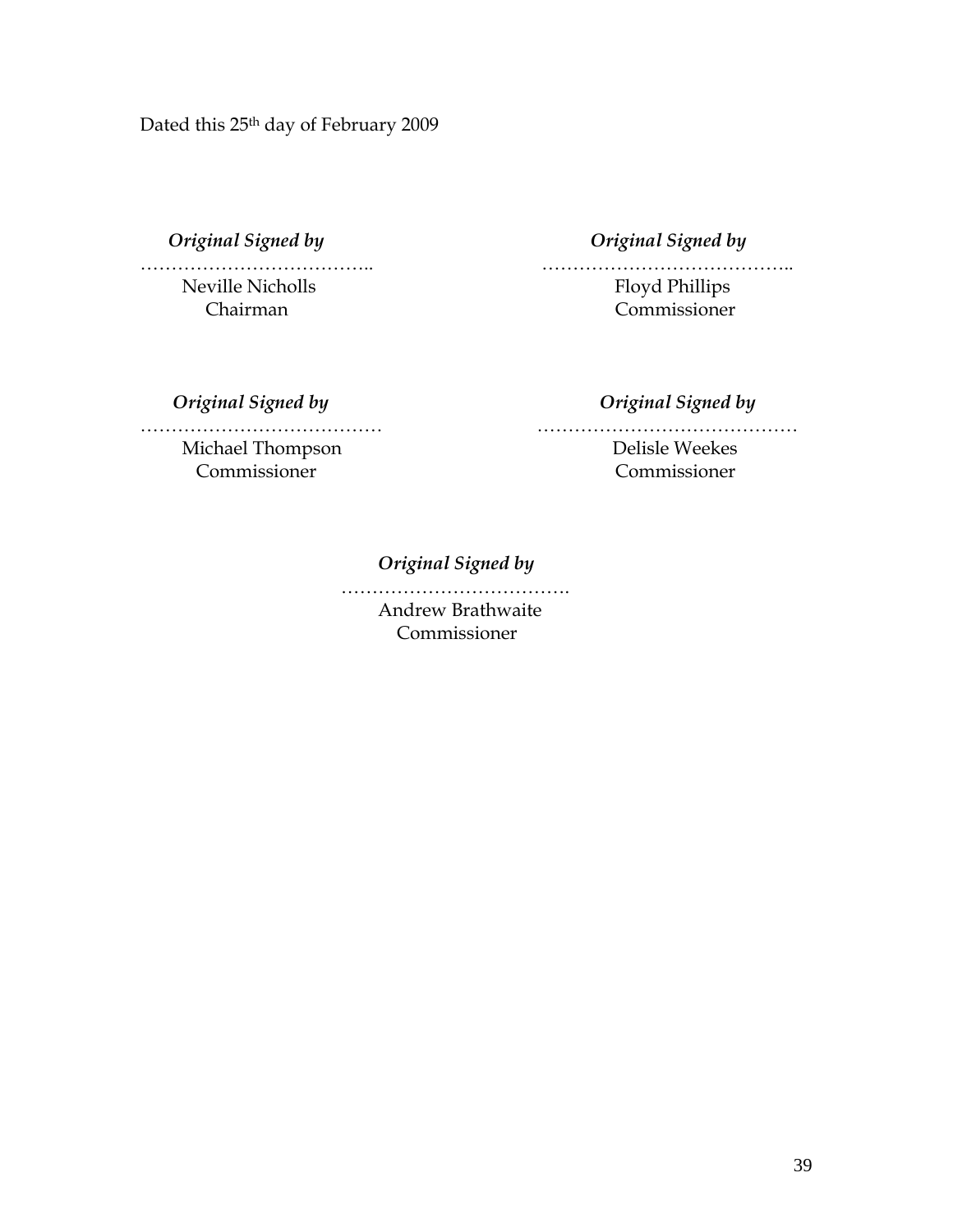Dated this 25th day of February 2009

*Original Signed by*

………………………………..

Neville Nicholls
Chairman

*Original Signed by*

…………………………………..

Floyd Phillips
Commissioner

*Original Signed by*

…………………………………

Michael Thompson
Commissioner

*Original Signed by*

……………………………………

Delisle Weekes
Commissioner

*Original Signed by*

……………………………….

Andrew Brathwaite
Commissioner